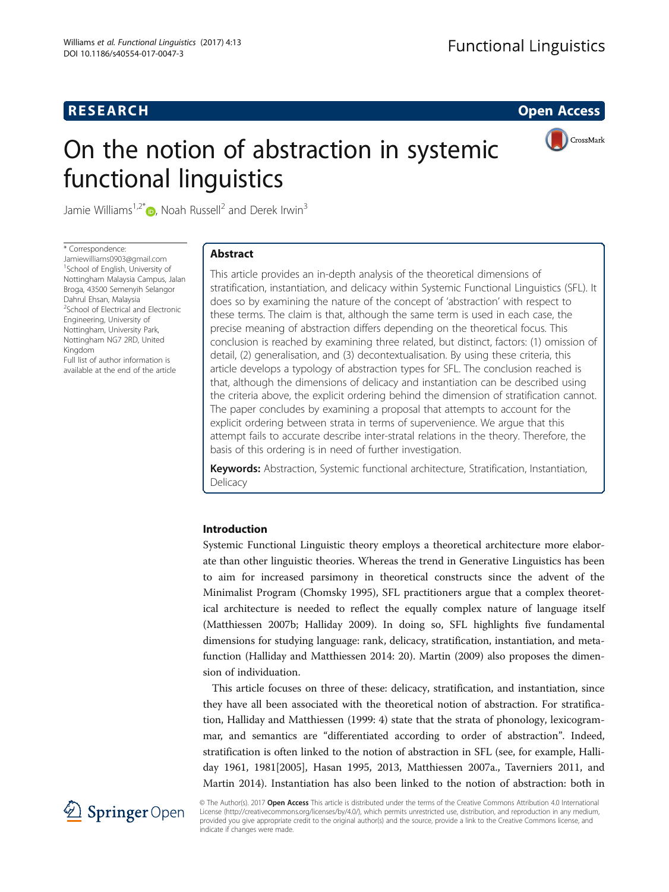RESEARCH Open Access

# On the notion of abstraction in systemic functional linguistics

Jamie Williams[1,2*], Noah Russell[2] and Derek Irwin[3]

\* Correspondence: Jamiewilliams0903@gmail.com
[1]School of English, University of Nottingham Malaysia Campus, Jalan Broga, 43500 Semenyih Selangor Dahrul Ehsan, Malaysia
[2]School of Electrical and Electronic Engineering, University of Nottingham, University Park, Nottingham NG7 2RD, United Kingdom
Full list of author information is available at the end of the article

## Abstract

This article provides an in-depth analysis of the theoretical dimensions of stratification, instantiation, and delicacy within Systemic Functional Linguistics (SFL). It does so by examining the nature of the concept of 'abstraction' with respect to these terms. The claim is that, although the same term is used in each case, the precise meaning of abstraction differs depending on the theoretical focus. This conclusion is reached by examining three related, but distinct, factors: (1) omission of detail, (2) generalisation, and (3) decontextualisation. By using these criteria, this article develops a typology of abstraction types for SFL. The conclusion reached is that, although the dimensions of delicacy and instantiation can be described using the criteria above, the explicit ordering behind the dimension of stratification cannot. The paper concludes by examining a proposal that attempts to account for the explicit ordering between strata in terms of supervenience. We argue that this attempt fails to accurate describe inter-stratal relations in the theory. Therefore, the basis of this ordering is in need of further investigation.

**Keywords:** Abstraction, Systemic functional architecture, Stratification, Instantiation, Delicacy

## Introduction

Systemic Functional Linguistic theory employs a theoretical architecture more elaborate than other linguistic theories. Whereas the trend in Generative Linguistics has been to aim for increased parsimony in theoretical constructs since the advent of the Minimalist Program (Chomsky 1995), SFL practitioners argue that a complex theoretical architecture is needed to reflect the equally complex nature of language itself (Matthiessen 2007b; Halliday 2009). In doing so, SFL highlights five fundamental dimensions for studying language: rank, delicacy, stratification, instantiation, and metafunction (Halliday and Matthiessen 2014: 20). Martin (2009) also proposes the dimension of individuation.

This article focuses on three of these: delicacy, stratification, and instantiation, since they have all been associated with the theoretical notion of abstraction. For stratification, Halliday and Matthiessen (1999: 4) state that the strata of phonology, lexicogrammar, and semantics are "differentiated according to order of abstraction". Indeed, stratification is often linked to the notion of abstraction in SFL (see, for example, Halliday 1961, 1981[2005], Hasan 1995, 2013, Matthiessen 2007a., Taverniers 2011, and Martin 2014). Instantiation has also been linked to the notion of abstraction: both in

© The Author(s). 2017 **Open Access** This article is distributed under the terms of the Creative Commons Attribution 4.0 International License (http://creativecommons.org/licenses/by/4.0/), which permits unrestricted use, distribution, and reproduction in any medium, provided you give appropriate credit to the original author(s) and the source, provide a link to the Creative Commons license, and indicate if changes were made.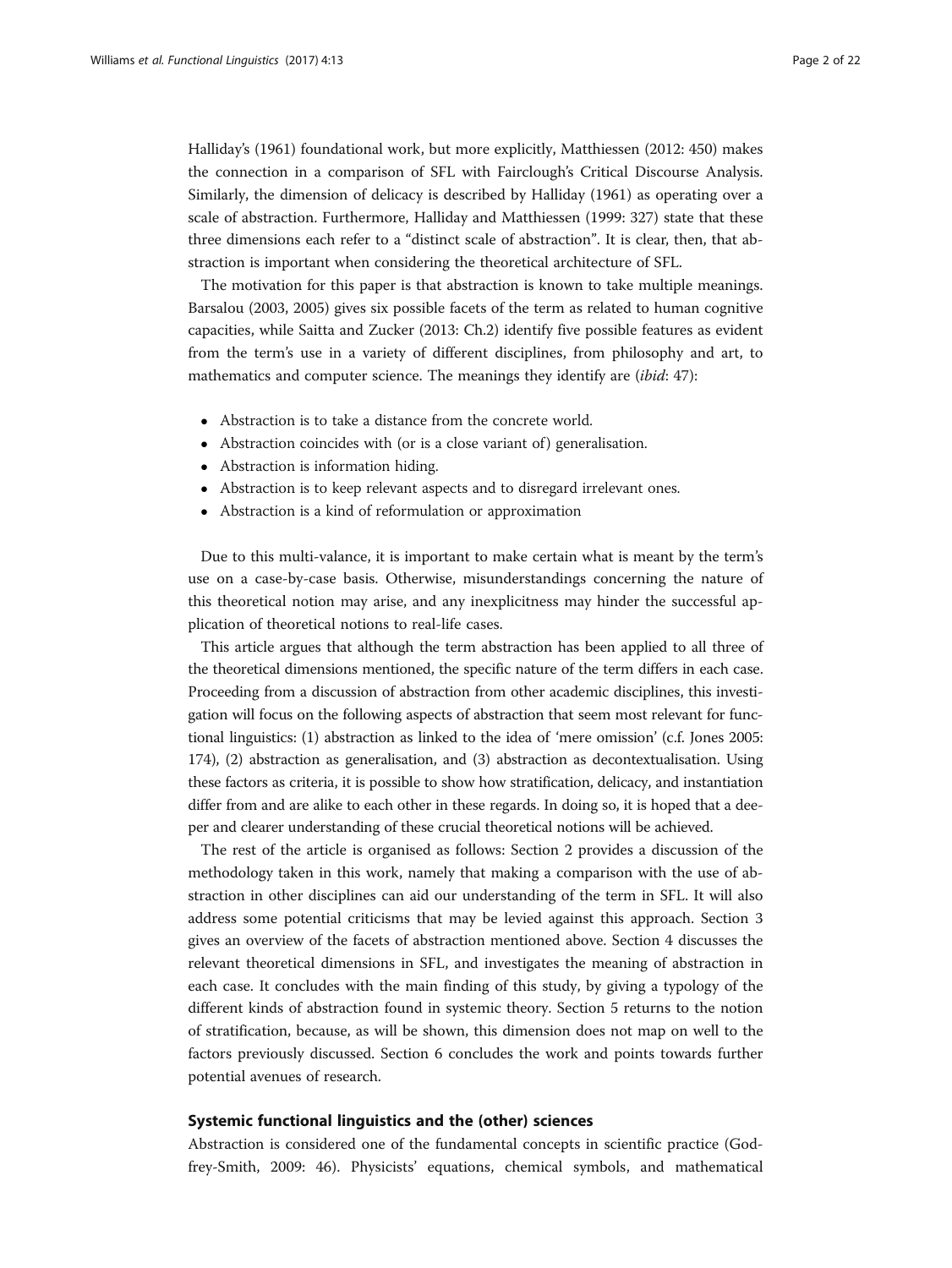Halliday's (1961) foundational work, but more explicitly, Matthiessen (2012: 450) makes the connection in a comparison of SFL with Fairclough's Critical Discourse Analysis. Similarly, the dimension of delicacy is described by Halliday (1961) as operating over a scale of abstraction. Furthermore, Halliday and Matthiessen (1999: 327) state that these three dimensions each refer to a "distinct scale of abstraction". It is clear, then, that abstraction is important when considering the theoretical architecture of SFL.

The motivation for this paper is that abstraction is known to take multiple meanings. Barsalou (2003, 2005) gives six possible facets of the term as related to human cognitive capacities, while Saitta and Zucker (2013: Ch.2) identify five possible features as evident from the term's use in a variety of different disciplines, from philosophy and art, to mathematics and computer science. The meanings they identify are (*ibid*: 47):

- Abstraction is to take a distance from the concrete world.
- Abstraction coincides with (or is a close variant of) generalisation.
- Abstraction is information hiding.
- Abstraction is to keep relevant aspects and to disregard irrelevant ones.
- Abstraction is a kind of reformulation or approximation

Due to this multi-valance, it is important to make certain what is meant by the term's use on a case-by-case basis. Otherwise, misunderstandings concerning the nature of this theoretical notion may arise, and any inexplicitness may hinder the successful application of theoretical notions to real-life cases.

This article argues that although the term abstraction has been applied to all three of the theoretical dimensions mentioned, the specific nature of the term differs in each case. Proceeding from a discussion of abstraction from other academic disciplines, this investigation will focus on the following aspects of abstraction that seem most relevant for functional linguistics: (1) abstraction as linked to the idea of 'mere omission' (c.f. Jones 2005: 174), (2) abstraction as generalisation, and (3) abstraction as decontextualisation. Using these factors as criteria, it is possible to show how stratification, delicacy, and instantiation differ from and are alike to each other in these regards. In doing so, it is hoped that a deeper and clearer understanding of these crucial theoretical notions will be achieved.

The rest of the article is organised as follows: Section 2 provides a discussion of the methodology taken in this work, namely that making a comparison with the use of abstraction in other disciplines can aid our understanding of the term in SFL. It will also address some potential criticisms that may be levied against this approach. Section 3 gives an overview of the facets of abstraction mentioned above. Section 4 discusses the relevant theoretical dimensions in SFL, and investigates the meaning of abstraction in each case. It concludes with the main finding of this study, by giving a typology of the different kinds of abstraction found in systemic theory. Section 5 returns to the notion of stratification, because, as will be shown, this dimension does not map on well to the factors previously discussed. Section 6 concludes the work and points towards further potential avenues of research.

## Systemic functional linguistics and the (other) sciences

Abstraction is considered one of the fundamental concepts in scientific practice (Godfrey-Smith, 2009: 46). Physicists' equations, chemical symbols, and mathematical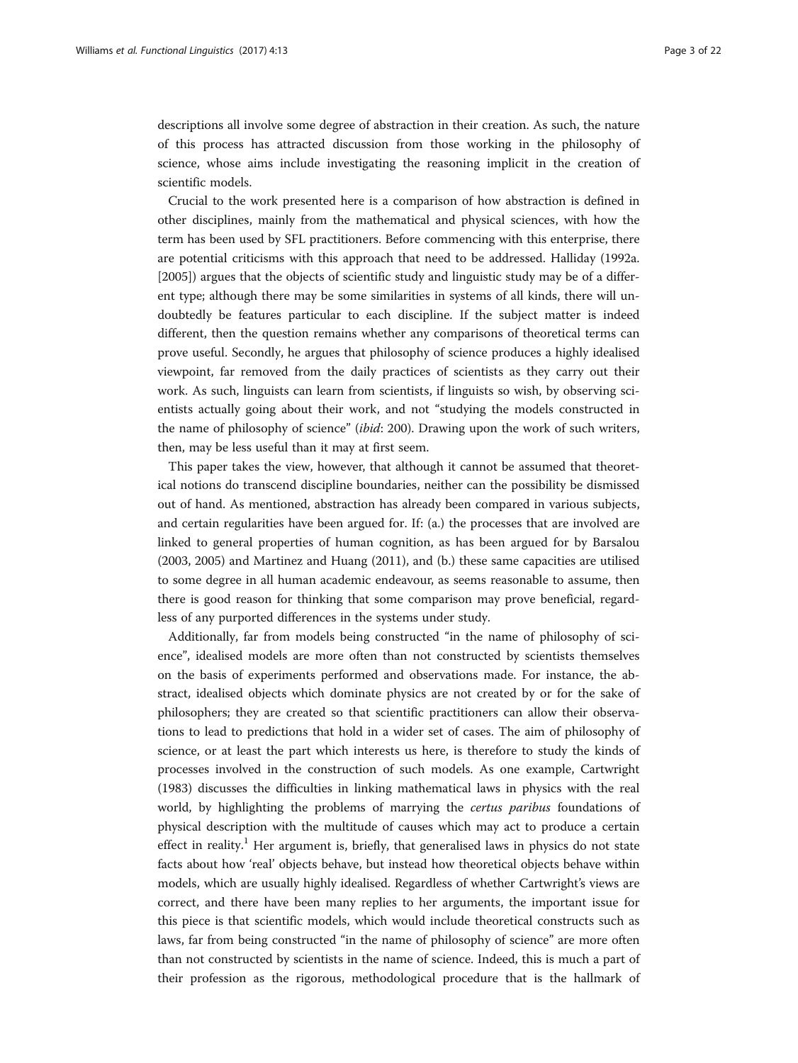descriptions all involve some degree of abstraction in their creation. As such, the nature of this process has attracted discussion from those working in the philosophy of science, whose aims include investigating the reasoning implicit in the creation of scientific models.

Crucial to the work presented here is a comparison of how abstraction is defined in other disciplines, mainly from the mathematical and physical sciences, with how the term has been used by SFL practitioners. Before commencing with this enterprise, there are potential criticisms with this approach that need to be addressed. Halliday (1992a. [2005]) argues that the objects of scientific study and linguistic study may be of a different type; although there may be some similarities in systems of all kinds, there will undoubtedly be features particular to each discipline. If the subject matter is indeed different, then the question remains whether any comparisons of theoretical terms can prove useful. Secondly, he argues that philosophy of science produces a highly idealised viewpoint, far removed from the daily practices of scientists as they carry out their work. As such, linguists can learn from scientists, if linguists so wish, by observing scientists actually going about their work, and not "studying the models constructed in the name of philosophy of science" (*ibid*: 200). Drawing upon the work of such writers, then, may be less useful than it may at first seem.

This paper takes the view, however, that although it cannot be assumed that theoretical notions do transcend discipline boundaries, neither can the possibility be dismissed out of hand. As mentioned, abstraction has already been compared in various subjects, and certain regularities have been argued for. If: (a.) the processes that are involved are linked to general properties of human cognition, as has been argued for by Barsalou (2003, 2005) and Martinez and Huang (2011), and (b.) these same capacities are utilised to some degree in all human academic endeavour, as seems reasonable to assume, then there is good reason for thinking that some comparison may prove beneficial, regardless of any purported differences in the systems under study.

Additionally, far from models being constructed "in the name of philosophy of science", idealised models are more often than not constructed by scientists themselves on the basis of experiments performed and observations made. For instance, the abstract, idealised objects which dominate physics are not created by or for the sake of philosophers; they are created so that scientific practitioners can allow their observations to lead to predictions that hold in a wider set of cases. The aim of philosophy of science, or at least the part which interests us here, is therefore to study the kinds of processes involved in the construction of such models. As one example, Cartwright (1983) discusses the difficulties in linking mathematical laws in physics with the real world, by highlighting the problems of marrying the *certus paribus* foundations of physical description with the multitude of causes which may act to produce a certain effect in reality.[1] Her argument is, briefly, that generalised laws in physics do not state facts about how 'real' objects behave, but instead how theoretical objects behave within models, which are usually highly idealised. Regardless of whether Cartwright's views are correct, and there have been many replies to her arguments, the important issue for this piece is that scientific models, which would include theoretical constructs such as laws, far from being constructed "in the name of philosophy of science" are more often than not constructed by scientists in the name of science. Indeed, this is much a part of their profession as the rigorous, methodological procedure that is the hallmark of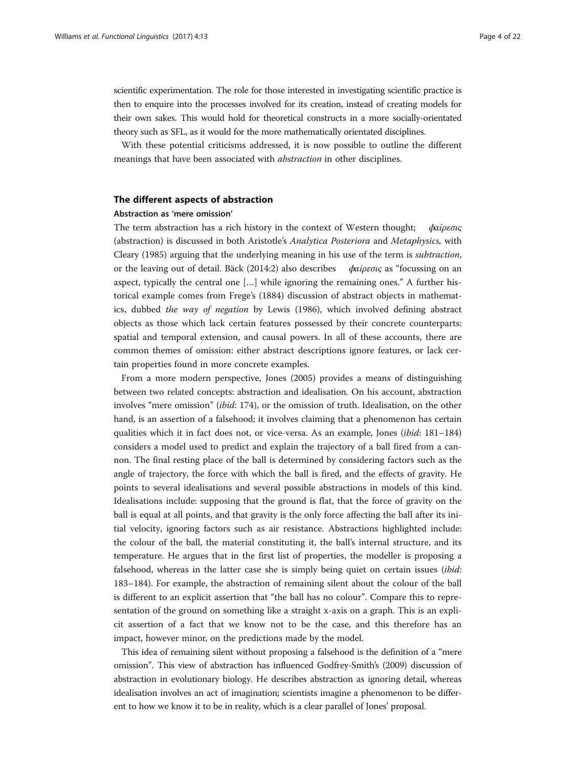scientific experimentation. The role for those interested in investigating scientific practice is then to enquire into the processes involved for its creation, instead of creating models for their own sakes. This would hold for theoretical constructs in a more socially-orientated theory such as SFL, as it would for the more mathematically orientated disciplines.

With these potential criticisms addressed, it is now possible to outline the different meanings that have been associated with *abstraction* in other disciplines.

## The different aspects of abstraction

### Abstraction as 'mere omission'

The term abstraction has a rich history in the context of Western thought; *φαίρεσις* (abstraction) is discussed in both Aristotle's *Analytica Posteriora* and *Metaphysics*, with Cleary (1985) arguing that the underlying meaning in his use of the term is *subtraction*, or the leaving out of detail. Bäck (2014:2) also describes *φαίρεσις* as "focussing on an aspect, typically the central one […] while ignoring the remaining ones." A further historical example comes from Frege's (1884) discussion of abstract objects in mathematics, dubbed *the way of negation* by Lewis (1986), which involved defining abstract objects as those which lack certain features possessed by their concrete counterparts: spatial and temporal extension, and causal powers. In all of these accounts, there are common themes of omission: either abstract descriptions ignore features, or lack certain properties found in more concrete examples.

From a more modern perspective, Jones (2005) provides a means of distinguishing between two related concepts: abstraction and idealisation. On his account, abstraction involves "mere omission" (*ibid*: 174), or the omission of truth. Idealisation, on the other hand, is an assertion of a falsehood; it involves claiming that a phenomenon has certain qualities which it in fact does not, or vice-versa. As an example, Jones (*ibid*: 181–184) considers a model used to predict and explain the trajectory of a ball fired from a cannon. The final resting place of the ball is determined by considering factors such as the angle of trajectory, the force with which the ball is fired, and the effects of gravity. He points to several idealisations and several possible abstractions in models of this kind. Idealisations include: supposing that the ground is flat, that the force of gravity on the ball is equal at all points, and that gravity is the only force affecting the ball after its initial velocity, ignoring factors such as air resistance. Abstractions highlighted include: the colour of the ball, the material constituting it, the ball's internal structure, and its temperature. He argues that in the first list of properties, the modeller is proposing a falsehood, whereas in the latter case she is simply being quiet on certain issues (*ibid*: 183–184). For example, the abstraction of remaining silent about the colour of the ball is different to an explicit assertion that "the ball has no colour". Compare this to representation of the ground on something like a straight x-axis on a graph. This is an explicit assertion of a fact that we know not to be the case, and this therefore has an impact, however minor, on the predictions made by the model.

This idea of remaining silent without proposing a falsehood is the definition of a "mere omission". This view of abstraction has influenced Godfrey-Smith's (2009) discussion of abstraction in evolutionary biology. He describes abstraction as ignoring detail, whereas idealisation involves an act of imagination; scientists imagine a phenomenon to be different to how we know it to be in reality, which is a clear parallel of Jones' proposal.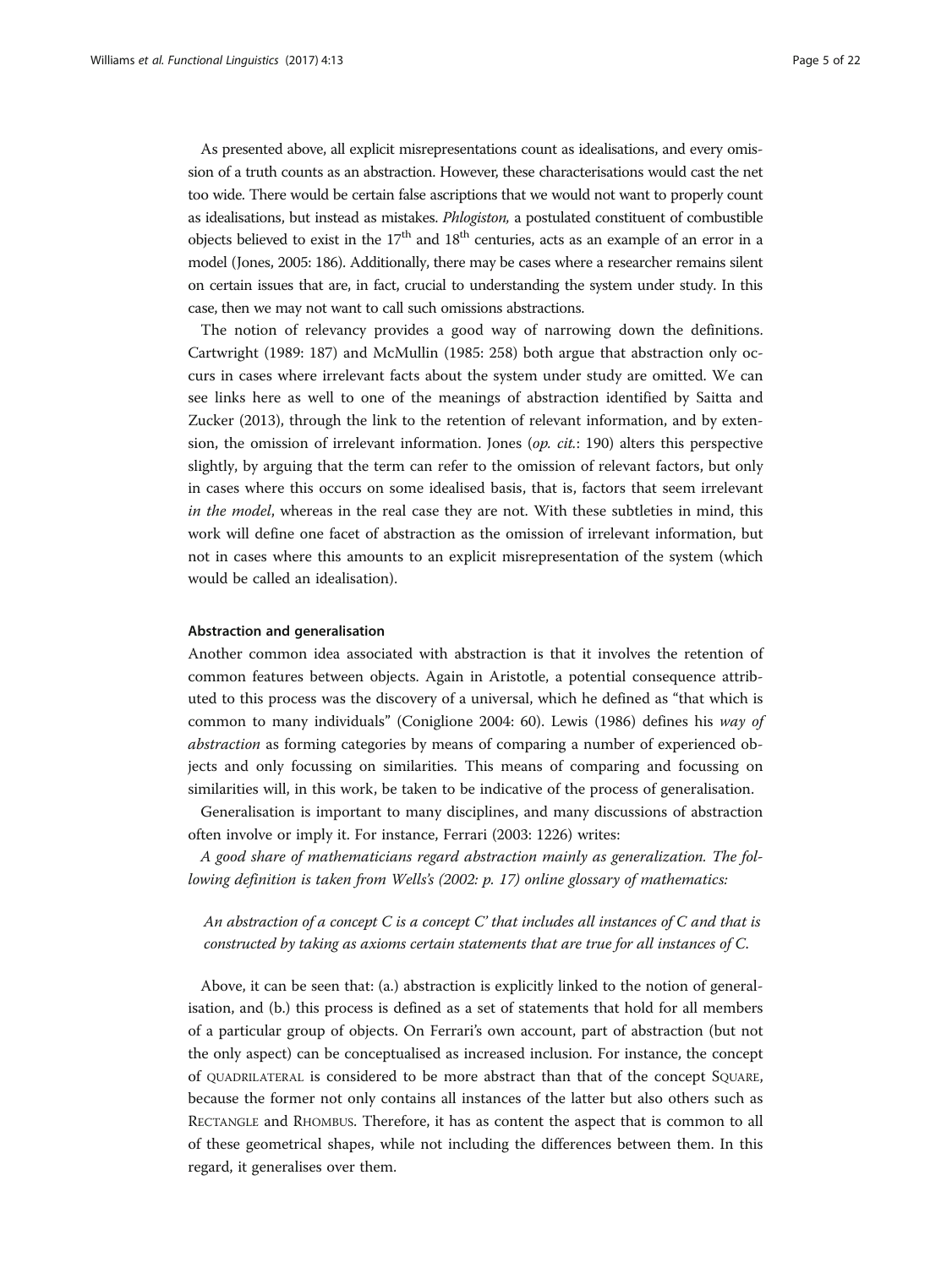As presented above, all explicit misrepresentations count as idealisations, and every omission of a truth counts as an abstraction. However, these characterisations would cast the net too wide. There would be certain false ascriptions that we would not want to properly count as idealisations, but instead as mistakes. *Phlogiston,* a postulated constituent of combustible objects believed to exist in the 17th and 18th centuries, acts as an example of an error in a model (Jones, 2005: 186). Additionally, there may be cases where a researcher remains silent on certain issues that are, in fact, crucial to understanding the system under study. In this case, then we may not want to call such omissions abstractions.

The notion of relevancy provides a good way of narrowing down the definitions. Cartwright (1989: 187) and McMullin (1985: 258) both argue that abstraction only occurs in cases where irrelevant facts about the system under study are omitted. We can see links here as well to one of the meanings of abstraction identified by Saitta and Zucker (2013), through the link to the retention of relevant information, and by extension, the omission of irrelevant information. Jones (*op. cit.*: 190) alters this perspective slightly, by arguing that the term can refer to the omission of relevant factors, but only in cases where this occurs on some idealised basis, that is, factors that seem irrelevant *in the model*, whereas in the real case they are not. With these subtleties in mind, this work will define one facet of abstraction as the omission of irrelevant information, but not in cases where this amounts to an explicit misrepresentation of the system (which would be called an idealisation).

#### Abstraction and generalisation

Another common idea associated with abstraction is that it involves the retention of common features between objects. Again in Aristotle, a potential consequence attributed to this process was the discovery of a universal, which he defined as "that which is common to many individuals" (Coniglione 2004: 60). Lewis (1986) defines his *way of abstraction* as forming categories by means of comparing a number of experienced objects and only focussing on similarities. This means of comparing and focussing on similarities will, in this work, be taken to be indicative of the process of generalisation.

Generalisation is important to many disciplines, and many discussions of abstraction often involve or imply it. For instance, Ferrari (2003: 1226) writes:

*A good share of mathematicians regard abstraction mainly as generalization. The following definition is taken from Wells's (2002: p. 17) online glossary of mathematics:*

> *An abstraction of a concept C is a concept C' that includes all instances of C and that is constructed by taking as axioms certain statements that are true for all instances of C.*

Above, it can be seen that: (a.) abstraction is explicitly linked to the notion of generalisation, and (b.) this process is defined as a set of statements that hold for all members of a particular group of objects. On Ferrari's own account, part of abstraction (but not the only aspect) can be conceptualised as increased inclusion. For instance, the concept of QUADRILATERAL is considered to be more abstract than that of the concept SQUARE, because the former not only contains all instances of the latter but also others such as RECTANGLE and RHOMBUS. Therefore, it has as content the aspect that is common to all of these geometrical shapes, while not including the differences between them. In this regard, it generalises over them.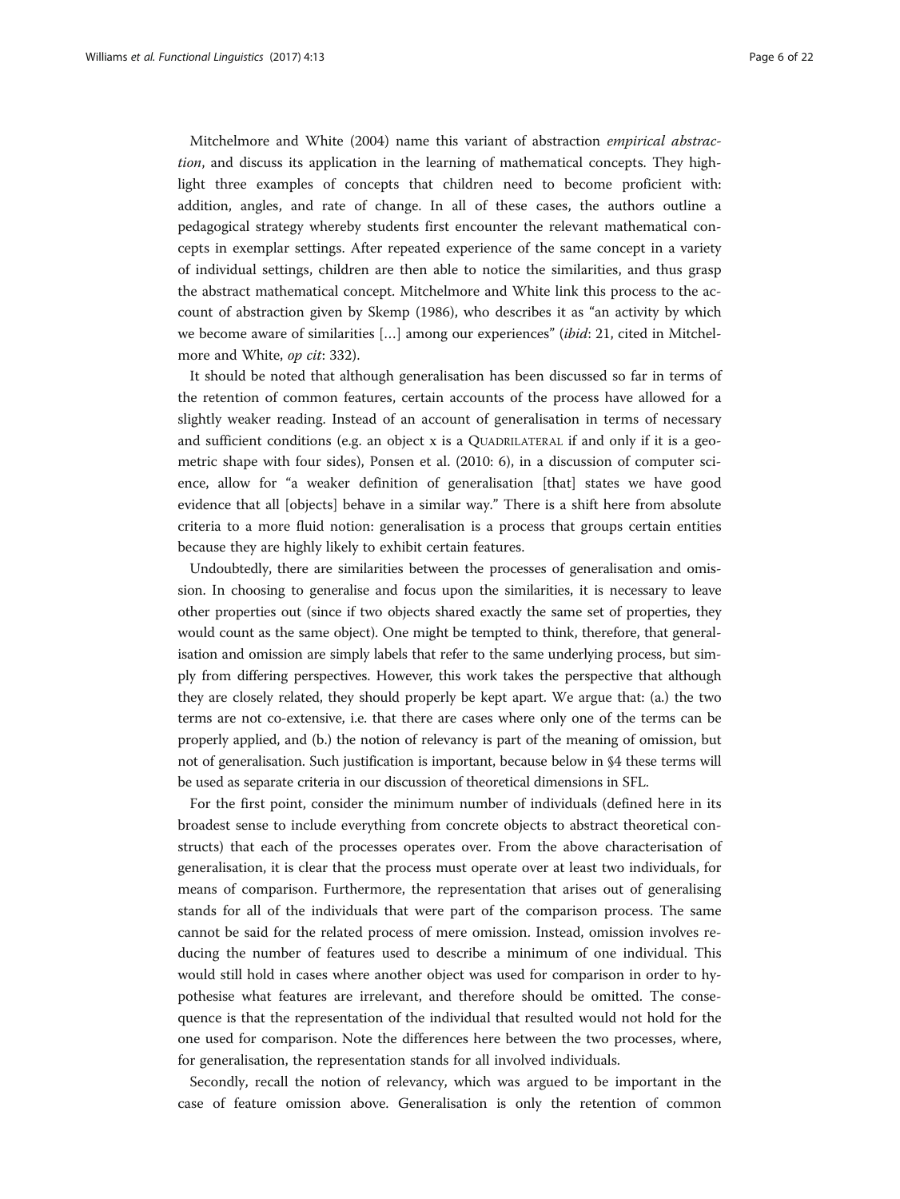Mitchelmore and White (2004) name this variant of abstraction *empirical abstraction*, and discuss its application in the learning of mathematical concepts. They highlight three examples of concepts that children need to become proficient with: addition, angles, and rate of change. In all of these cases, the authors outline a pedagogical strategy whereby students first encounter the relevant mathematical concepts in exemplar settings. After repeated experience of the same concept in a variety of individual settings, children are then able to notice the similarities, and thus grasp the abstract mathematical concept. Mitchelmore and White link this process to the account of abstraction given by Skemp (1986), who describes it as "an activity by which we become aware of similarities […] among our experiences" (*ibid*: 21, cited in Mitchelmore and White, *op cit*: 332).

It should be noted that although generalisation has been discussed so far in terms of the retention of common features, certain accounts of the process have allowed for a slightly weaker reading. Instead of an account of generalisation in terms of necessary and sufficient conditions (e.g. an object x is a QUADRILATERAL if and only if it is a geometric shape with four sides), Ponsen et al. (2010: 6), in a discussion of computer science, allow for "a weaker definition of generalisation [that] states we have good evidence that all [objects] behave in a similar way." There is a shift here from absolute criteria to a more fluid notion: generalisation is a process that groups certain entities because they are highly likely to exhibit certain features.

Undoubtedly, there are similarities between the processes of generalisation and omission. In choosing to generalise and focus upon the similarities, it is necessary to leave other properties out (since if two objects shared exactly the same set of properties, they would count as the same object). One might be tempted to think, therefore, that generalisation and omission are simply labels that refer to the same underlying process, but simply from differing perspectives. However, this work takes the perspective that although they are closely related, they should properly be kept apart. We argue that: (a.) the two terms are not co-extensive, i.e. that there are cases where only one of the terms can be properly applied, and (b.) the notion of relevancy is part of the meaning of omission, but not of generalisation. Such justification is important, because below in §4 these terms will be used as separate criteria in our discussion of theoretical dimensions in SFL.

For the first point, consider the minimum number of individuals (defined here in its broadest sense to include everything from concrete objects to abstract theoretical constructs) that each of the processes operates over. From the above characterisation of generalisation, it is clear that the process must operate over at least two individuals, for means of comparison. Furthermore, the representation that arises out of generalising stands for all of the individuals that were part of the comparison process. The same cannot be said for the related process of mere omission. Instead, omission involves reducing the number of features used to describe a minimum of one individual. This would still hold in cases where another object was used for comparison in order to hypothesise what features are irrelevant, and therefore should be omitted. The consequence is that the representation of the individual that resulted would not hold for the one used for comparison. Note the differences here between the two processes, where, for generalisation, the representation stands for all involved individuals.

Secondly, recall the notion of relevancy, which was argued to be important in the case of feature omission above. Generalisation is only the retention of common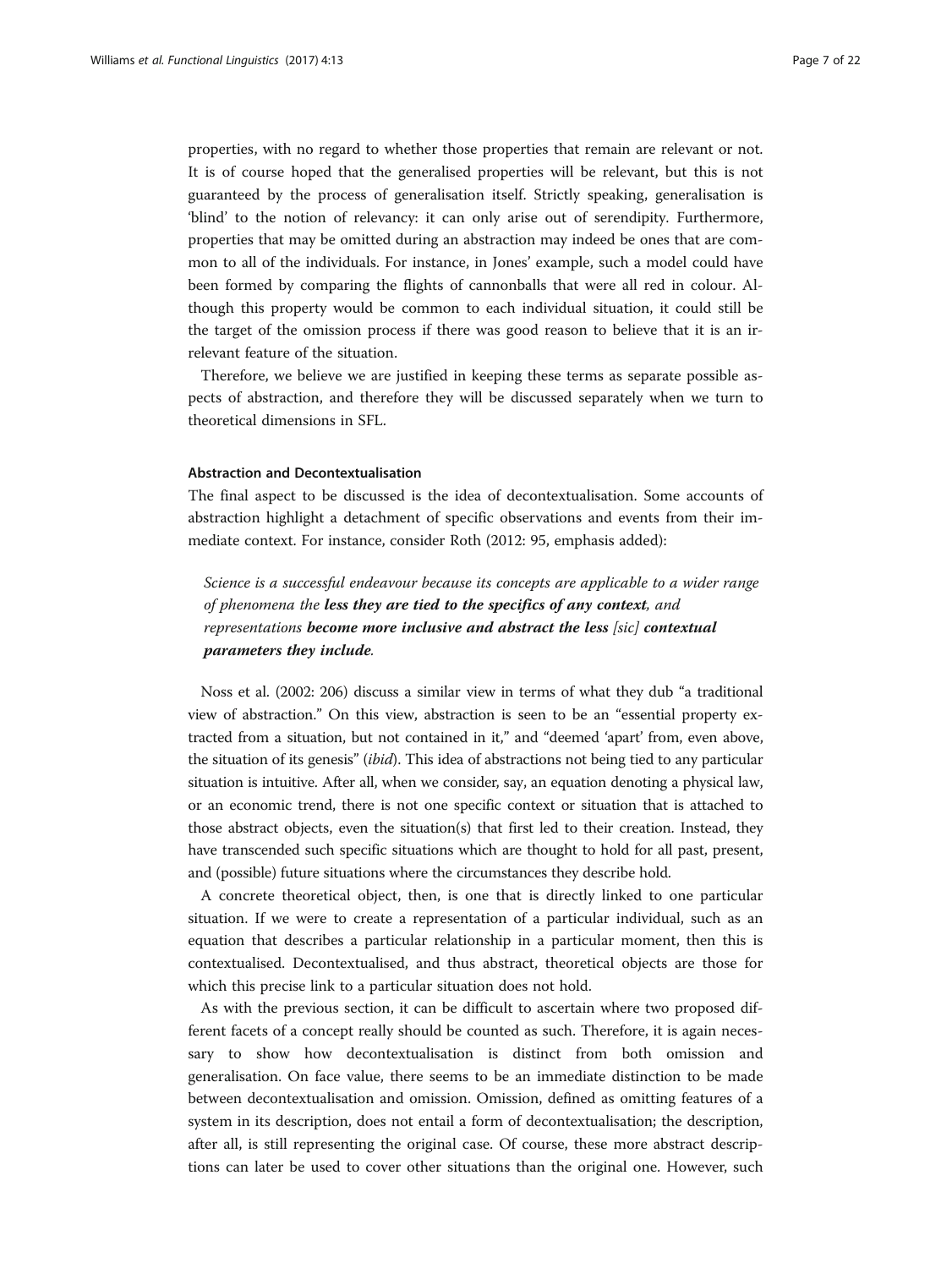properties, with no regard to whether those properties that remain are relevant or not. It is of course hoped that the generalised properties will be relevant, but this is not guaranteed by the process of generalisation itself. Strictly speaking, generalisation is 'blind' to the notion of relevancy: it can only arise out of serendipity. Furthermore, properties that may be omitted during an abstraction may indeed be ones that are common to all of the individuals. For instance, in Jones' example, such a model could have been formed by comparing the flights of cannonballs that were all red in colour. Although this property would be common to each individual situation, it could still be the target of the omission process if there was good reason to believe that it is an irrelevant feature of the situation.

Therefore, we believe we are justified in keeping these terms as separate possible aspects of abstraction, and therefore they will be discussed separately when we turn to theoretical dimensions in SFL.

#### Abstraction and Decontextualisation

The final aspect to be discussed is the idea of decontextualisation. Some accounts of abstraction highlight a detachment of specific observations and events from their immediate context. For instance, consider Roth (2012: 95, emphasis added):

> *Science is a successful endeavour because its concepts are applicable to a wider range of phenomena the* ***less they are tied to the specifics of any context****, and representations* ***become more inclusive and abstract the less*** *[sic]* ***contextual parameters they include****.*

Noss et al. (2002: 206) discuss a similar view in terms of what they dub "a traditional view of abstraction." On this view, abstraction is seen to be an "essential property extracted from a situation, but not contained in it," and "deemed 'apart' from, even above, the situation of its genesis" (*ibid*). This idea of abstractions not being tied to any particular situation is intuitive. After all, when we consider, say, an equation denoting a physical law, or an economic trend, there is not one specific context or situation that is attached to those abstract objects, even the situation(s) that first led to their creation. Instead, they have transcended such specific situations which are thought to hold for all past, present, and (possible) future situations where the circumstances they describe hold.

A concrete theoretical object, then, is one that is directly linked to one particular situation. If we were to create a representation of a particular individual, such as an equation that describes a particular relationship in a particular moment, then this is contextualised. Decontextualised, and thus abstract, theoretical objects are those for which this precise link to a particular situation does not hold.

As with the previous section, it can be difficult to ascertain where two proposed different facets of a concept really should be counted as such. Therefore, it is again necessary to show how decontextualisation is distinct from both omission and generalisation. On face value, there seems to be an immediate distinction to be made between decontextualisation and omission. Omission, defined as omitting features of a system in its description, does not entail a form of decontextualisation; the description, after all, is still representing the original case. Of course, these more abstract descriptions can later be used to cover other situations than the original one. However, such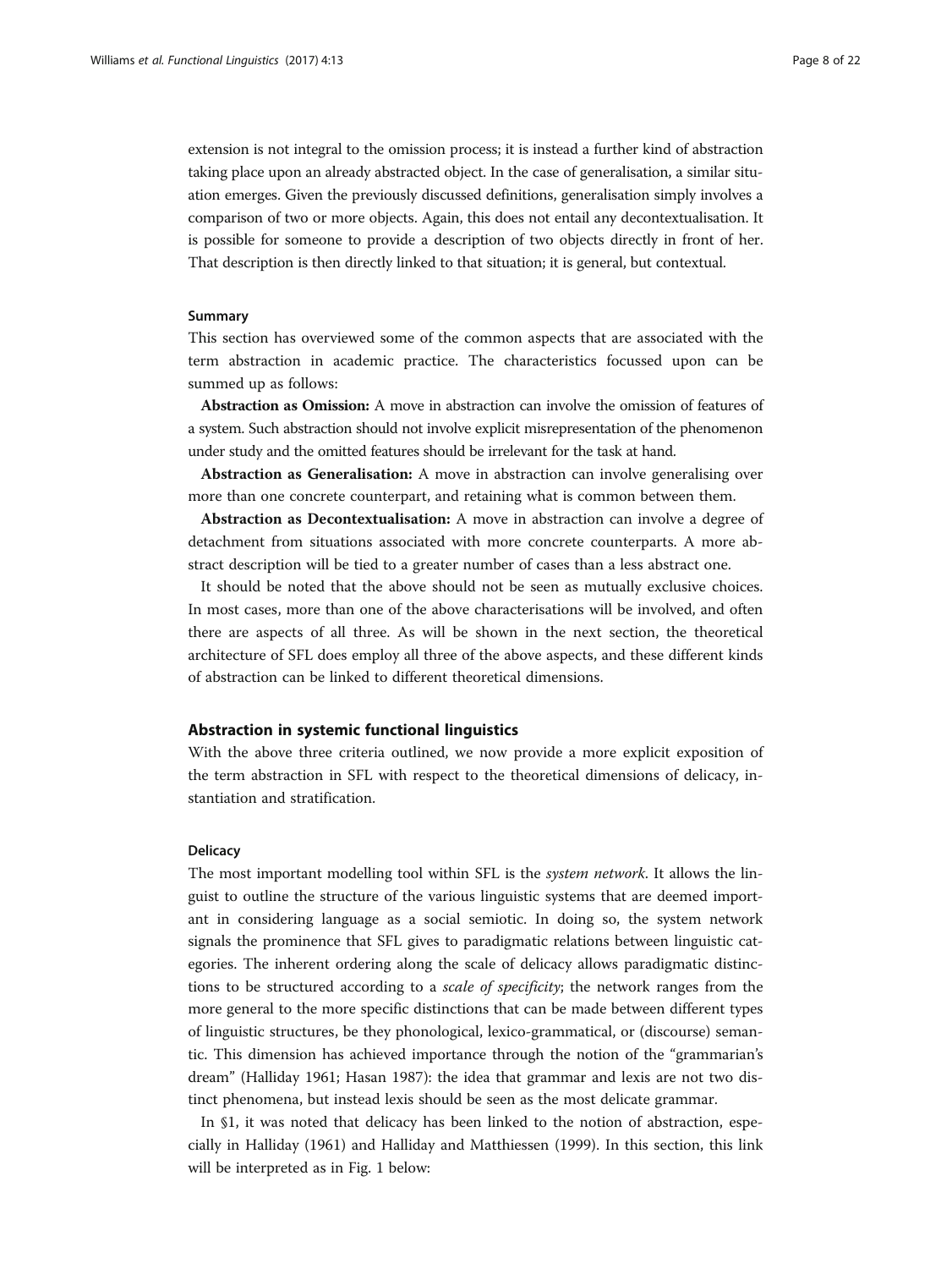extension is not integral to the omission process; it is instead a further kind of abstraction taking place upon an already abstracted object. In the case of generalisation, a similar situation emerges. Given the previously discussed definitions, generalisation simply involves a comparison of two or more objects. Again, this does not entail any decontextualisation. It is possible for someone to provide a description of two objects directly in front of her. That description is then directly linked to that situation; it is general, but contextual.

### Summary

This section has overviewed some of the common aspects that are associated with the term abstraction in academic practice. The characteristics focussed upon can be summed up as follows:

**Abstraction as Omission:** A move in abstraction can involve the omission of features of a system. Such abstraction should not involve explicit misrepresentation of the phenomenon under study and the omitted features should be irrelevant for the task at hand.

**Abstraction as Generalisation:** A move in abstraction can involve generalising over more than one concrete counterpart, and retaining what is common between them.

**Abstraction as Decontextualisation:** A move in abstraction can involve a degree of detachment from situations associated with more concrete counterparts. A more abstract description will be tied to a greater number of cases than a less abstract one.

It should be noted that the above should not be seen as mutually exclusive choices. In most cases, more than one of the above characterisations will be involved, and often there are aspects of all three. As will be shown in the next section, the theoretical architecture of SFL does employ all three of the above aspects, and these different kinds of abstraction can be linked to different theoretical dimensions.

## Abstraction in systemic functional linguistics

With the above three criteria outlined, we now provide a more explicit exposition of the term abstraction in SFL with respect to the theoretical dimensions of delicacy, instantiation and stratification.

### Delicacy

The most important modelling tool within SFL is the *system network*. It allows the linguist to outline the structure of the various linguistic systems that are deemed important in considering language as a social semiotic. In doing so, the system network signals the prominence that SFL gives to paradigmatic relations between linguistic categories. The inherent ordering along the scale of delicacy allows paradigmatic distinctions to be structured according to a *scale of specificity*; the network ranges from the more general to the more specific distinctions that can be made between different types of linguistic structures, be they phonological, lexico-grammatical, or (discourse) semantic. This dimension has achieved importance through the notion of the "grammarian's dream" (Halliday 1961; Hasan 1987): the idea that grammar and lexis are not two distinct phenomena, but instead lexis should be seen as the most delicate grammar.

In §1, it was noted that delicacy has been linked to the notion of abstraction, especially in Halliday (1961) and Halliday and Matthiessen (1999). In this section, this link will be interpreted as in Fig. 1 below: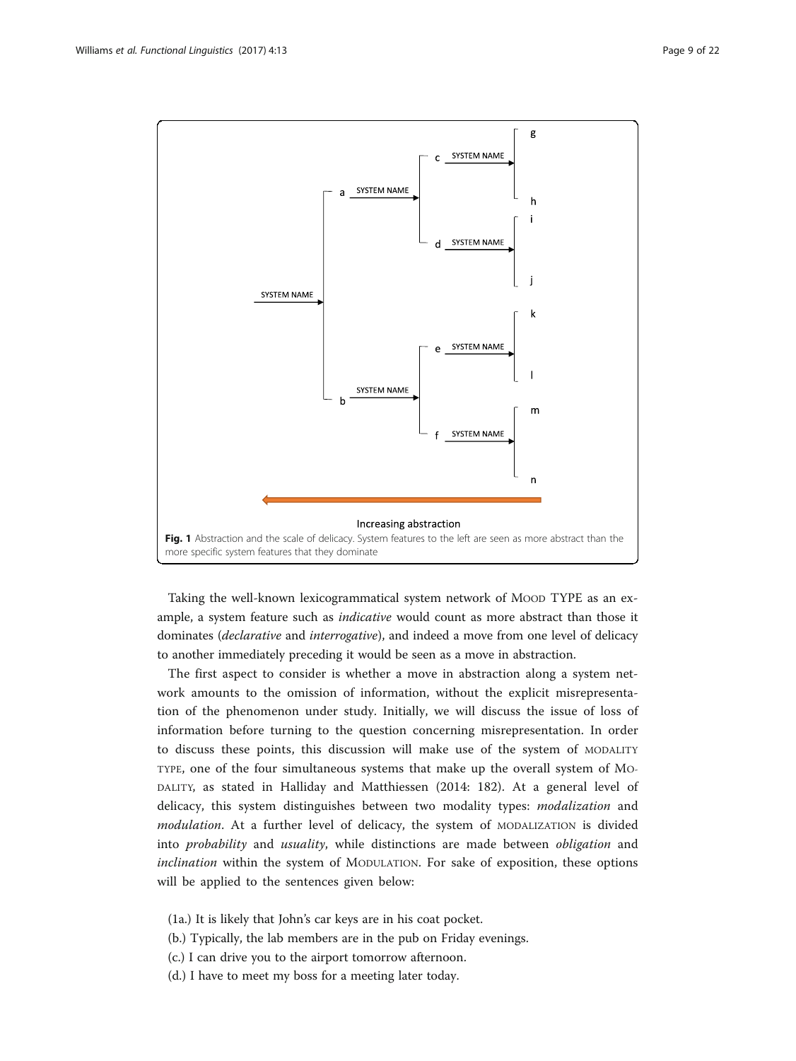**Fig. 1** Abstraction and the scale of delicacy. System features to the left are seen as more abstract than the more specific system features that they dominate

Taking the well-known lexicogrammatical system network of MOOD TYPE as an example, a system feature such as *indicative* would count as more abstract than those it dominates (*declarative* and *interrogative*), and indeed a move from one level of delicacy to another immediately preceding it would be seen as a move in abstraction.

The first aspect to consider is whether a move in abstraction along a system network amounts to the omission of information, without the explicit misrepresentation of the phenomenon under study. Initially, we will discuss the issue of loss of information before turning to the question concerning misrepresentation. In order to discuss these points, this discussion will make use of the system of MODALITY TYPE, one of the four simultaneous systems that make up the overall system of MODALITY, as stated in Halliday and Matthiessen (2014: 182). At a general level of delicacy, this system distinguishes between two modality types: *modalization* and *modulation*. At a further level of delicacy, the system of MODALIZATION is divided into *probability* and *usuality*, while distinctions are made between *obligation* and *inclination* within the system of MODULATION. For sake of exposition, these options will be applied to the sentences given below:

(1a.) It is likely that John's car keys are in his coat pocket.
(b.) Typically, the lab members are in the pub on Friday evenings.
(c.) I can drive you to the airport tomorrow afternoon.
(d.) I have to meet my boss for a meeting later today.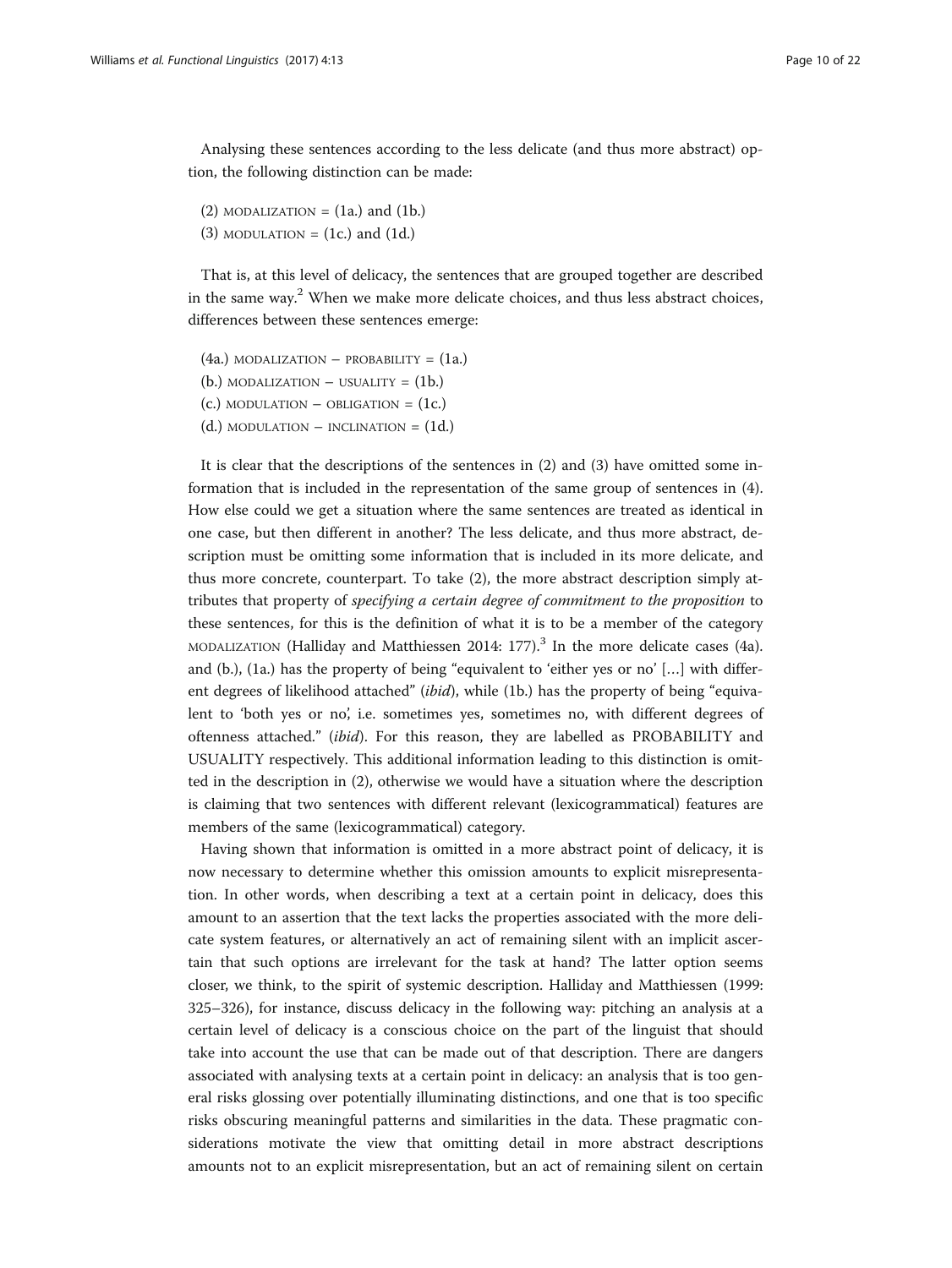Analysing these sentences according to the less delicate (and thus more abstract) option, the following distinction can be made:

(2) MODALIZATION = (1a.) and (1b.)
(3) MODULATION = (1c.) and (1d.)

That is, at this level of delicacy, the sentences that are grouped together are described in the same way.[2] When we make more delicate choices, and thus less abstract choices, differences between these sentences emerge:

(4a.) MODALIZATION – PROBABILITY = (1a.)
(b.) MODALIZATION – USUALITY = (1b.)
(c.) MODULATION – OBLIGATION = (1c.)
(d.) MODULATION – INCLINATION = (1d.)

It is clear that the descriptions of the sentences in (2) and (3) have omitted some information that is included in the representation of the same group of sentences in (4). How else could we get a situation where the same sentences are treated as identical in one case, but then different in another? The less delicate, and thus more abstract, description must be omitting some information that is included in its more delicate, and thus more concrete, counterpart. To take (2), the more abstract description simply attributes that property of *specifying a certain degree of commitment to the proposition* to these sentences, for this is the definition of what it is to be a member of the category MODALIZATION (Halliday and Matthiessen 2014: 177).[3] In the more delicate cases (4a). and (b.), (1a.) has the property of being "equivalent to 'either yes or no' […] with different degrees of likelihood attached" (*ibid*), while (1b.) has the property of being "equivalent to 'both yes or no', i.e. sometimes yes, sometimes no, with different degrees of oftenness attached." (*ibid*). For this reason, they are labelled as PROBABILITY and USUALITY respectively. This additional information leading to this distinction is omitted in the description in (2), otherwise we would have a situation where the description is claiming that two sentences with different relevant (lexicogrammatical) features are members of the same (lexicogrammatical) category.

Having shown that information is omitted in a more abstract point of delicacy, it is now necessary to determine whether this omission amounts to explicit misrepresentation. In other words, when describing a text at a certain point in delicacy, does this amount to an assertion that the text lacks the properties associated with the more delicate system features, or alternatively an act of remaining silent with an implicit ascertain that such options are irrelevant for the task at hand? The latter option seems closer, we think, to the spirit of systemic description. Halliday and Matthiessen (1999: 325–326), for instance, discuss delicacy in the following way: pitching an analysis at a certain level of delicacy is a conscious choice on the part of the linguist that should take into account the use that can be made out of that description. There are dangers associated with analysing texts at a certain point in delicacy: an analysis that is too general risks glossing over potentially illuminating distinctions, and one that is too specific risks obscuring meaningful patterns and similarities in the data. These pragmatic considerations motivate the view that omitting detail in more abstract descriptions amounts not to an explicit misrepresentation, but an act of remaining silent on certain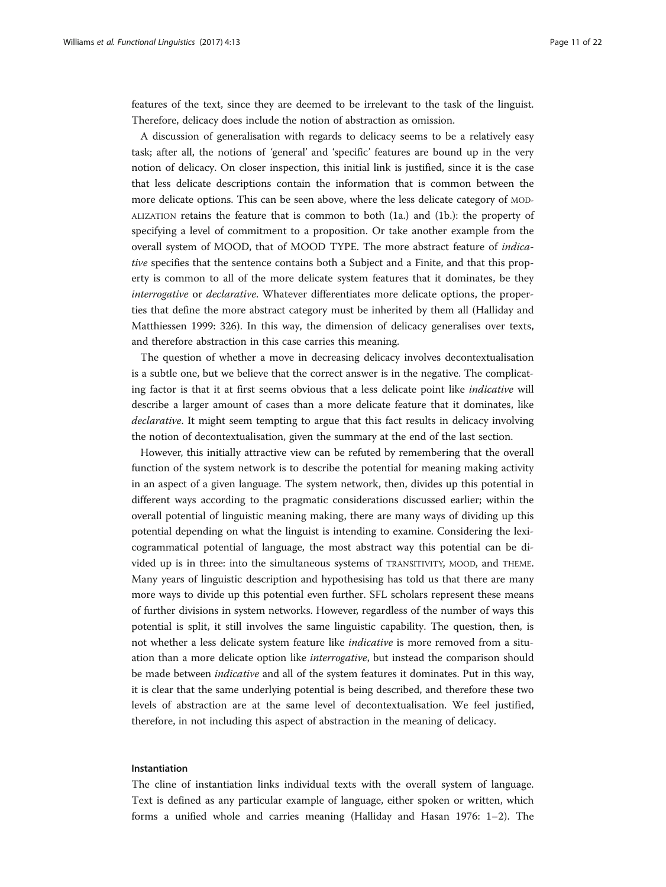features of the text, since they are deemed to be irrelevant to the task of the linguist. Therefore, delicacy does include the notion of abstraction as omission.

A discussion of generalisation with regards to delicacy seems to be a relatively easy task; after all, the notions of 'general' and 'specific' features are bound up in the very notion of delicacy. On closer inspection, this initial link is justified, since it is the case that less delicate descriptions contain the information that is common between the more delicate options. This can be seen above, where the less delicate category of MODALIZATION retains the feature that is common to both (1a.) and (1b.): the property of specifying a level of commitment to a proposition. Or take another example from the overall system of MOOD, that of MOOD TYPE. The more abstract feature of *indicative* specifies that the sentence contains both a Subject and a Finite, and that this property is common to all of the more delicate system features that it dominates, be they *interrogative* or *declarative*. Whatever differentiates more delicate options, the properties that define the more abstract category must be inherited by them all (Halliday and Matthiessen 1999: 326). In this way, the dimension of delicacy generalises over texts, and therefore abstraction in this case carries this meaning.

The question of whether a move in decreasing delicacy involves decontextualisation is a subtle one, but we believe that the correct answer is in the negative. The complicating factor is that it at first seems obvious that a less delicate point like *indicative* will describe a larger amount of cases than a more delicate feature that it dominates, like *declarative*. It might seem tempting to argue that this fact results in delicacy involving the notion of decontextualisation, given the summary at the end of the last section.

However, this initially attractive view can be refuted by remembering that the overall function of the system network is to describe the potential for meaning making activity in an aspect of a given language. The system network, then, divides up this potential in different ways according to the pragmatic considerations discussed earlier; within the overall potential of linguistic meaning making, there are many ways of dividing up this potential depending on what the linguist is intending to examine. Considering the lexicogrammatical potential of language, the most abstract way this potential can be divided up is in three: into the simultaneous systems of TRANSITIVITY, MOOD, and THEME. Many years of linguistic description and hypothesising has told us that there are many more ways to divide up this potential even further. SFL scholars represent these means of further divisions in system networks. However, regardless of the number of ways this potential is split, it still involves the same linguistic capability. The question, then, is not whether a less delicate system feature like *indicative* is more removed from a situation than a more delicate option like *interrogative*, but instead the comparison should be made between *indicative* and all of the system features it dominates. Put in this way, it is clear that the same underlying potential is being described, and therefore these two levels of abstraction are at the same level of decontextualisation. We feel justified, therefore, in not including this aspect of abstraction in the meaning of delicacy.

### Instantiation

The cline of instantiation links individual texts with the overall system of language. Text is defined as any particular example of language, either spoken or written, which forms a unified whole and carries meaning (Halliday and Hasan 1976: 1–2). The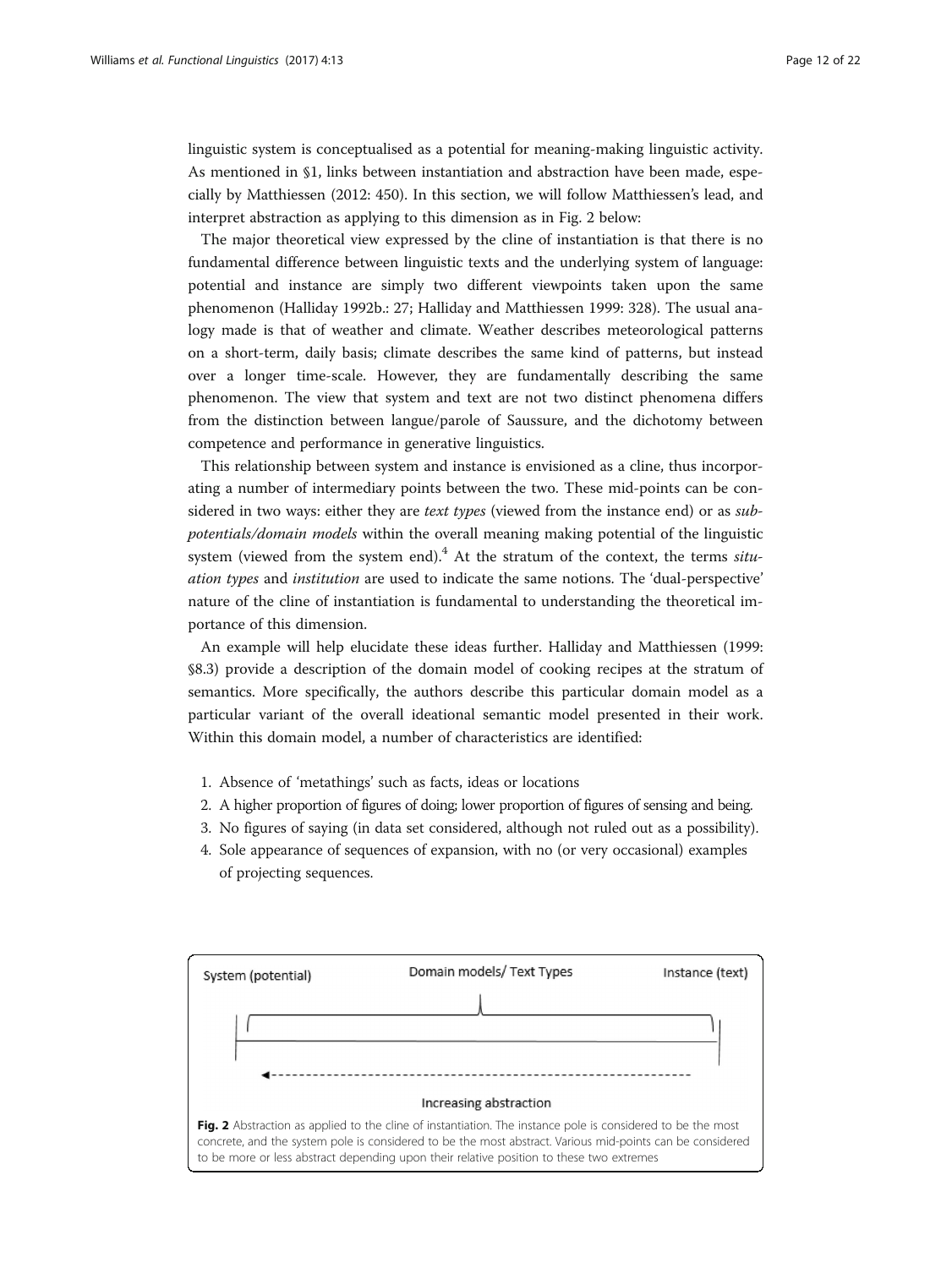linguistic system is conceptualised as a potential for meaning-making linguistic activity. As mentioned in §1, links between instantiation and abstraction have been made, especially by Matthiessen (2012: 450). In this section, we will follow Matthiessen's lead, and interpret abstraction as applying to this dimension as in Fig. 2 below:

The major theoretical view expressed by the cline of instantiation is that there is no fundamental difference between linguistic texts and the underlying system of language: potential and instance are simply two different viewpoints taken upon the same phenomenon (Halliday 1992b.: 27; Halliday and Matthiessen 1999: 328). The usual analogy made is that of weather and climate. Weather describes meteorological patterns on a short-term, daily basis; climate describes the same kind of patterns, but instead over a longer time-scale. However, they are fundamentally describing the same phenomenon. The view that system and text are not two distinct phenomena differs from the distinction between langue/parole of Saussure, and the dichotomy between competence and performance in generative linguistics.

This relationship between system and instance is envisioned as a cline, thus incorporating a number of intermediary points between the two. These mid-points can be considered in two ways: either they are *text types* (viewed from the instance end) or as *sub-potentials/domain models* within the overall meaning making potential of the linguistic system (viewed from the system end).[4] At the stratum of the context, the terms *situation types* and *institution* are used to indicate the same notions. The 'dual-perspective' nature of the cline of instantiation is fundamental to understanding the theoretical importance of this dimension.

An example will help elucidate these ideas further. Halliday and Matthiessen (1999: §8.3) provide a description of the domain model of cooking recipes at the stratum of semantics. More specifically, the authors describe this particular domain model as a particular variant of the overall ideational semantic model presented in their work. Within this domain model, a number of characteristics are identified:

1. Absence of 'metathings' such as facts, ideas or locations
2. A higher proportion of figures of doing; lower proportion of figures of sensing and being.
3. No figures of saying (in data set considered, although not ruled out as a possibility).
4. Sole appearance of sequences of expansion, with no (or very occasional) examples of projecting sequences.

**Fig. 2** Abstraction as applied to the cline of instantiation. The instance pole is considered to be the most concrete, and the system pole is considered to be the most abstract. Various mid-points can be considered to be more or less abstract depending upon their relative position to these two extremes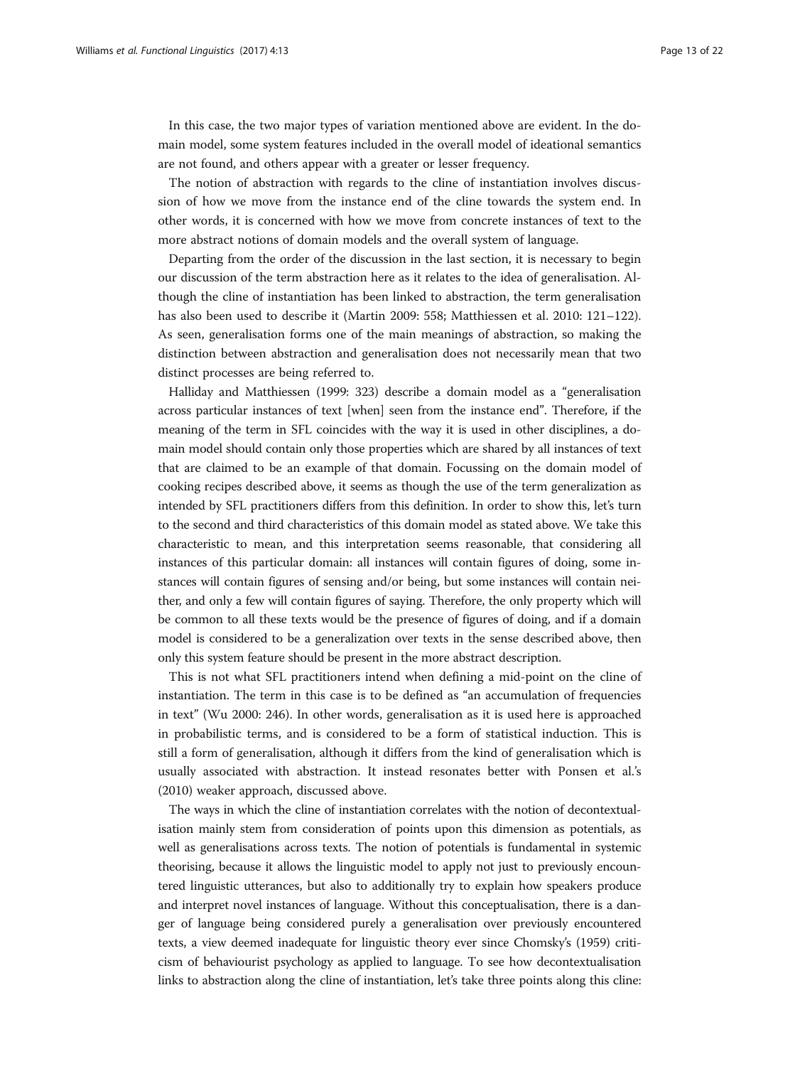In this case, the two major types of variation mentioned above are evident. In the domain model, some system features included in the overall model of ideational semantics are not found, and others appear with a greater or lesser frequency.

The notion of abstraction with regards to the cline of instantiation involves discussion of how we move from the instance end of the cline towards the system end. In other words, it is concerned with how we move from concrete instances of text to the more abstract notions of domain models and the overall system of language.

Departing from the order of the discussion in the last section, it is necessary to begin our discussion of the term abstraction here as it relates to the idea of generalisation. Although the cline of instantiation has been linked to abstraction, the term generalisation has also been used to describe it (Martin 2009: 558; Matthiessen et al. 2010: 121–122). As seen, generalisation forms one of the main meanings of abstraction, so making the distinction between abstraction and generalisation does not necessarily mean that two distinct processes are being referred to.

Halliday and Matthiessen (1999: 323) describe a domain model as a "generalisation across particular instances of text [when] seen from the instance end". Therefore, if the meaning of the term in SFL coincides with the way it is used in other disciplines, a domain model should contain only those properties which are shared by all instances of text that are claimed to be an example of that domain. Focussing on the domain model of cooking recipes described above, it seems as though the use of the term generalization as intended by SFL practitioners differs from this definition. In order to show this, let's turn to the second and third characteristics of this domain model as stated above. We take this characteristic to mean, and this interpretation seems reasonable, that considering all instances of this particular domain: all instances will contain figures of doing, some instances will contain figures of sensing and/or being, but some instances will contain neither, and only a few will contain figures of saying. Therefore, the only property which will be common to all these texts would be the presence of figures of doing, and if a domain model is considered to be a generalization over texts in the sense described above, then only this system feature should be present in the more abstract description.

This is not what SFL practitioners intend when defining a mid-point on the cline of instantiation. The term in this case is to be defined as "an accumulation of frequencies in text" (Wu 2000: 246). In other words, generalisation as it is used here is approached in probabilistic terms, and is considered to be a form of statistical induction. This is still a form of generalisation, although it differs from the kind of generalisation which is usually associated with abstraction. It instead resonates better with Ponsen et al.'s (2010) weaker approach, discussed above.

The ways in which the cline of instantiation correlates with the notion of decontextualisation mainly stem from consideration of points upon this dimension as potentials, as well as generalisations across texts. The notion of potentials is fundamental in systemic theorising, because it allows the linguistic model to apply not just to previously encountered linguistic utterances, but also to additionally try to explain how speakers produce and interpret novel instances of language. Without this conceptualisation, there is a danger of language being considered purely a generalisation over previously encountered texts, a view deemed inadequate for linguistic theory ever since Chomsky's (1959) criticism of behaviourist psychology as applied to language. To see how decontextualisation links to abstraction along the cline of instantiation, let's take three points along this cline: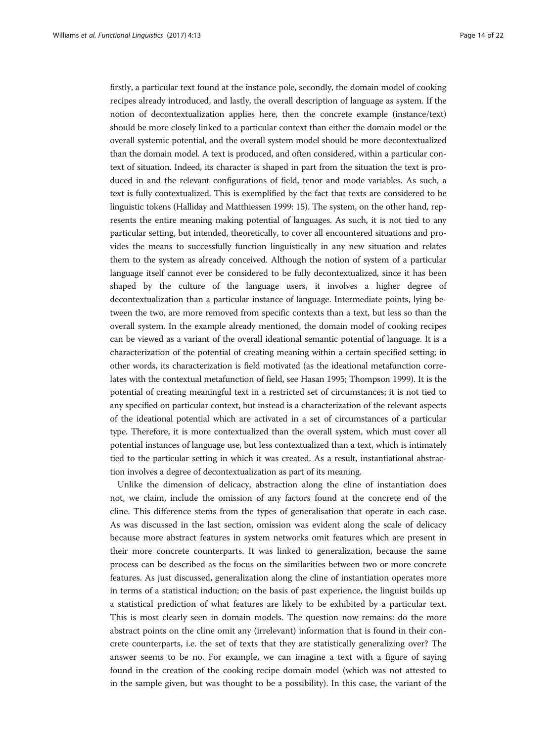firstly, a particular text found at the instance pole, secondly, the domain model of cooking recipes already introduced, and lastly, the overall description of language as system. If the notion of decontextualization applies here, then the concrete example (instance/text) should be more closely linked to a particular context than either the domain model or the overall systemic potential, and the overall system model should be more decontextualized than the domain model. A text is produced, and often considered, within a particular context of situation. Indeed, its character is shaped in part from the situation the text is produced in and the relevant configurations of field, tenor and mode variables. As such, a text is fully contextualized. This is exemplified by the fact that texts are considered to be linguistic tokens (Halliday and Matthiessen 1999: 15). The system, on the other hand, represents the entire meaning making potential of languages. As such, it is not tied to any particular setting, but intended, theoretically, to cover all encountered situations and provides the means to successfully function linguistically in any new situation and relates them to the system as already conceived. Although the notion of system of a particular language itself cannot ever be considered to be fully decontextualized, since it has been shaped by the culture of the language users, it involves a higher degree of decontextualization than a particular instance of language. Intermediate points, lying between the two, are more removed from specific contexts than a text, but less so than the overall system. In the example already mentioned, the domain model of cooking recipes can be viewed as a variant of the overall ideational semantic potential of language. It is a characterization of the potential of creating meaning within a certain specified setting; in other words, its characterization is field motivated (as the ideational metafunction correlates with the contextual metafunction of field, see Hasan 1995; Thompson 1999). It is the potential of creating meaningful text in a restricted set of circumstances; it is not tied to any specified on particular context, but instead is a characterization of the relevant aspects of the ideational potential which are activated in a set of circumstances of a particular type. Therefore, it is more contextualized than the overall system, which must cover all potential instances of language use, but less contextualized than a text, which is intimately tied to the particular setting in which it was created. As a result, instantiational abstraction involves a degree of decontextualization as part of its meaning.

Unlike the dimension of delicacy, abstraction along the cline of instantiation does not, we claim, include the omission of any factors found at the concrete end of the cline. This difference stems from the types of generalisation that operate in each case. As was discussed in the last section, omission was evident along the scale of delicacy because more abstract features in system networks omit features which are present in their more concrete counterparts. It was linked to generalization, because the same process can be described as the focus on the similarities between two or more concrete features. As just discussed, generalization along the cline of instantiation operates more in terms of a statistical induction; on the basis of past experience, the linguist builds up a statistical prediction of what features are likely to be exhibited by a particular text. This is most clearly seen in domain models. The question now remains: do the more abstract points on the cline omit any (irrelevant) information that is found in their concrete counterparts, i.e. the set of texts that they are statistically generalizing over? The answer seems to be no. For example, we can imagine a text with a figure of saying found in the creation of the cooking recipe domain model (which was not attested to in the sample given, but was thought to be a possibility). In this case, the variant of the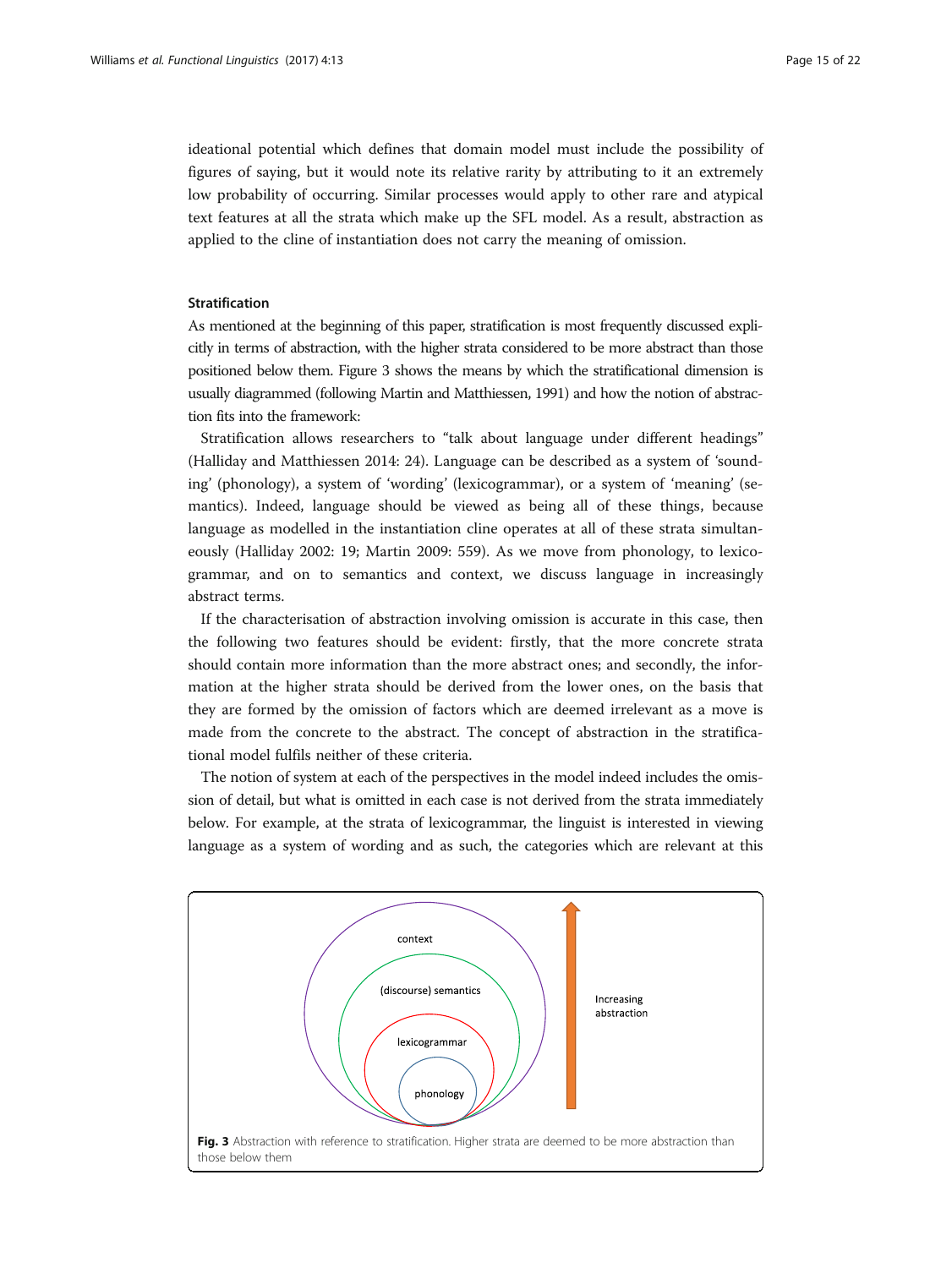ideational potential which defines that domain model must include the possibility of figures of saying, but it would note its relative rarity by attributing to it an extremely low probability of occurring. Similar processes would apply to other rare and atypical text features at all the strata which make up the SFL model. As a result, abstraction as applied to the cline of instantiation does not carry the meaning of omission.

### Stratification

As mentioned at the beginning of this paper, stratification is most frequently discussed explicitly in terms of abstraction, with the higher strata considered to be more abstract than those positioned below them. Figure 3 shows the means by which the stratificational dimension is usually diagrammed (following Martin and Matthiessen, 1991) and how the notion of abstraction fits into the framework:

Stratification allows researchers to "talk about language under different headings" (Halliday and Matthiessen 2014: 24). Language can be described as a system of 'sounding' (phonology), a system of 'wording' (lexicogrammar), or a system of 'meaning' (semantics). Indeed, language should be viewed as being all of these things, because language as modelled in the instantiation cline operates at all of these strata simultaneously (Halliday 2002: 19; Martin 2009: 559). As we move from phonology, to lexicogrammar, and on to semantics and context, we discuss language in increasingly abstract terms.

If the characterisation of abstraction involving omission is accurate in this case, then the following two features should be evident: firstly, that the more concrete strata should contain more information than the more abstract ones; and secondly, the information at the higher strata should be derived from the lower ones, on the basis that they are formed by the omission of factors which are deemed irrelevant as a move is made from the concrete to the abstract. The concept of abstraction in the stratificational model fulfils neither of these criteria.

The notion of system at each of the perspectives in the model indeed includes the omission of detail, but what is omitted in each case is not derived from the strata immediately below. For example, at the strata of lexicogrammar, the linguist is interested in viewing language as a system of wording and as such, the categories which are relevant at this

context

(discourse) semantics

lexicogrammar

phonology

Increasing abstraction

**Fig. 3** Abstraction with reference to stratification. Higher strata are deemed to be more abstraction than those below them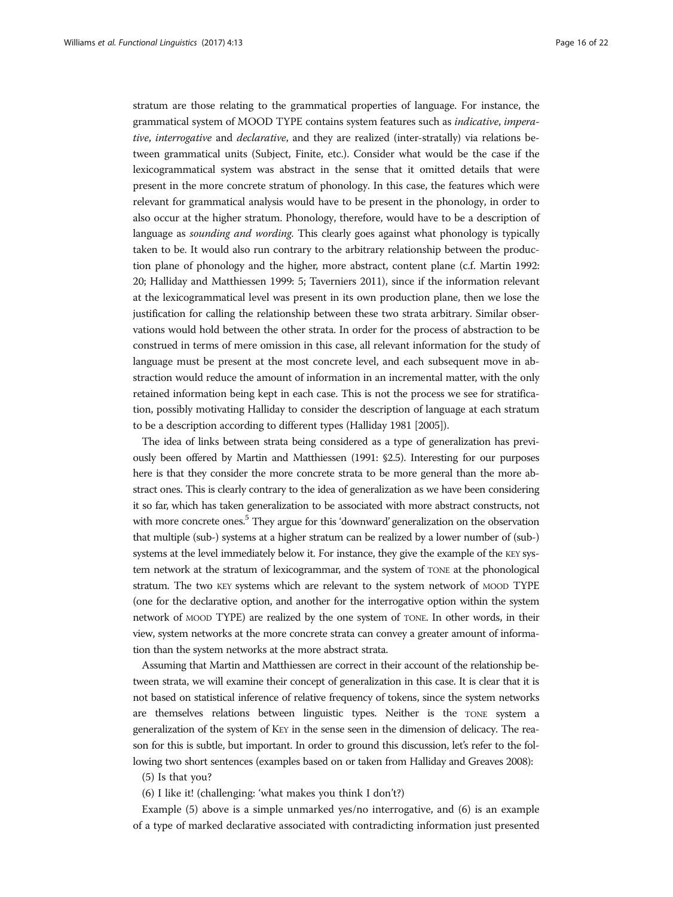stratum are those relating to the grammatical properties of language. For instance, the grammatical system of MOOD TYPE contains system features such as *indicative*, *imperative*, *interrogative* and *declarative*, and they are realized (inter-stratally) via relations between grammatical units (Subject, Finite, etc.). Consider what would be the case if the lexicogrammatical system was abstract in the sense that it omitted details that were present in the more concrete stratum of phonology. In this case, the features which were relevant for grammatical analysis would have to be present in the phonology, in order to also occur at the higher stratum. Phonology, therefore, would have to be a description of language as *sounding and wording*. This clearly goes against what phonology is typically taken to be. It would also run contrary to the arbitrary relationship between the production plane of phonology and the higher, more abstract, content plane (c.f. Martin 1992: 20; Halliday and Matthiessen 1999: 5; Taverniers 2011), since if the information relevant at the lexicogrammatical level was present in its own production plane, then we lose the justification for calling the relationship between these two strata arbitrary. Similar observations would hold between the other strata. In order for the process of abstraction to be construed in terms of mere omission in this case, all relevant information for the study of language must be present at the most concrete level, and each subsequent move in abstraction would reduce the amount of information in an incremental matter, with the only retained information being kept in each case. This is not the process we see for stratification, possibly motivating Halliday to consider the description of language at each stratum to be a description according to different types (Halliday 1981 [2005]).

The idea of links between strata being considered as a type of generalization has previously been offered by Martin and Matthiessen (1991: §2.5). Interesting for our purposes here is that they consider the more concrete strata to be more general than the more abstract ones. This is clearly contrary to the idea of generalization as we have been considering it so far, which has taken generalization to be associated with more abstract constructs, not with more concrete ones.[5] They argue for this 'downward' generalization on the observation that multiple (sub-) systems at a higher stratum can be realized by a lower number of (sub-) systems at the level immediately below it. For instance, they give the example of the KEY system network at the stratum of lexicogrammar, and the system of TONE at the phonological stratum. The two KEY systems which are relevant to the system network of MOOD TYPE (one for the declarative option, and another for the interrogative option within the system network of MOOD TYPE) are realized by the one system of TONE. In other words, in their view, system networks at the more concrete strata can convey a greater amount of information than the system networks at the more abstract strata.

Assuming that Martin and Matthiessen are correct in their account of the relationship between strata, we will examine their concept of generalization in this case. It is clear that it is not based on statistical inference of relative frequency of tokens, since the system networks are themselves relations between linguistic types. Neither is the TONE system a generalization of the system of KEY in the sense seen in the dimension of delicacy. The reason for this is subtle, but important. In order to ground this discussion, let's refer to the following two short sentences (examples based on or taken from Halliday and Greaves 2008):

(5) Is that you?

(6) I like it! (challenging: 'what makes you think I don't?)

Example (5) above is a simple unmarked yes/no interrogative, and (6) is an example of a type of marked declarative associated with contradicting information just presented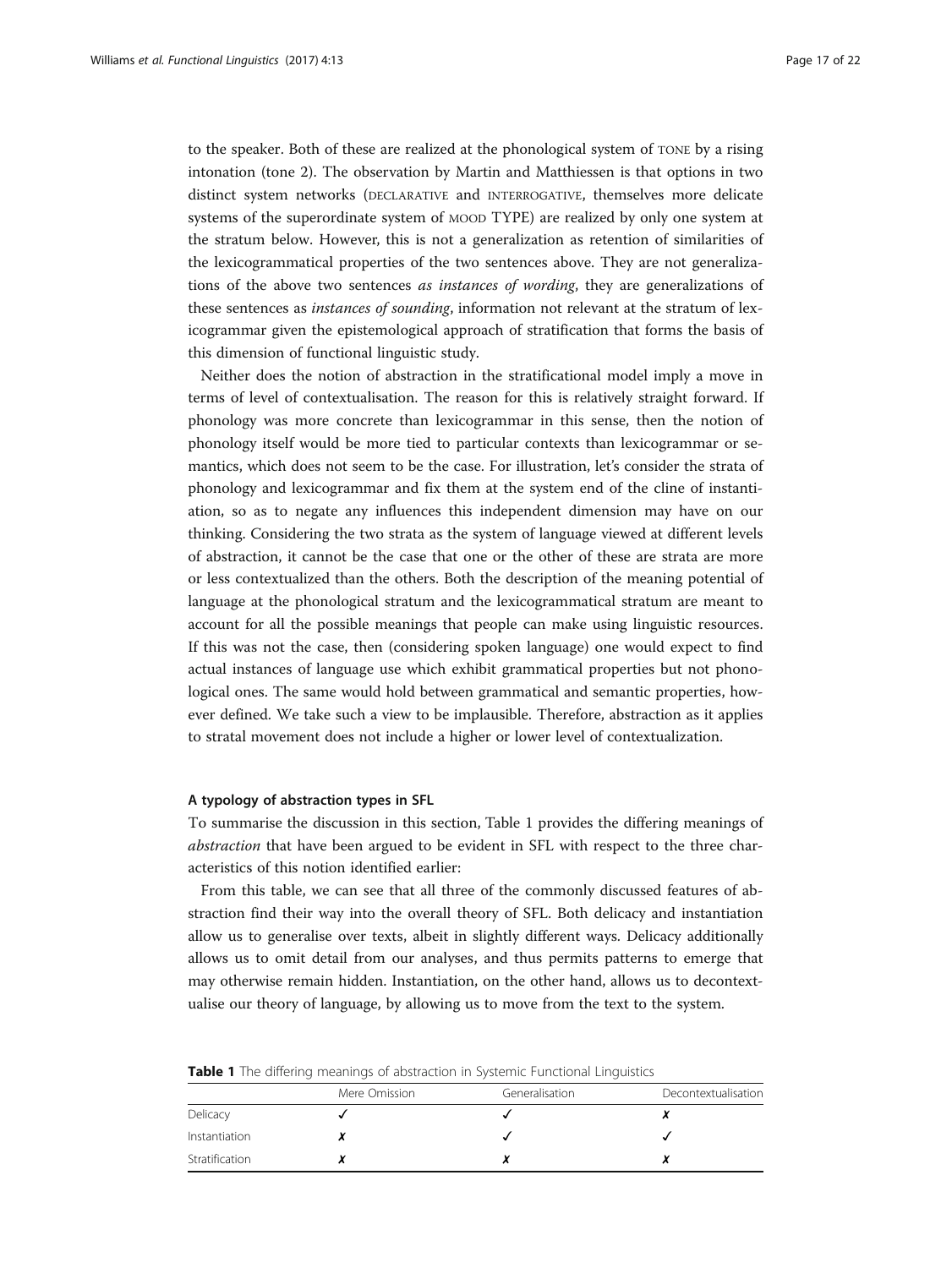to the speaker. Both of these are realized at the phonological system of TONE by a rising intonation (tone 2). The observation by Martin and Matthiessen is that options in two distinct system networks (DECLARATIVE and INTERROGATIVE, themselves more delicate systems of the superordinate system of MOOD TYPE) are realized by only one system at the stratum below. However, this is not a generalization as retention of similarities of the lexicogrammatical properties of the two sentences above. They are not generalizations of the above two sentences *as instances of wording*, they are generalizations of these sentences as *instances of sounding*, information not relevant at the stratum of lexicogrammar given the epistemological approach of stratification that forms the basis of this dimension of functional linguistic study.

Neither does the notion of abstraction in the stratificational model imply a move in terms of level of contextualisation. The reason for this is relatively straight forward. If phonology was more concrete than lexicogrammar in this sense, then the notion of phonology itself would be more tied to particular contexts than lexicogrammar or semantics, which does not seem to be the case. For illustration, let's consider the strata of phonology and lexicogrammar and fix them at the system end of the cline of instantiation, so as to negate any influences this independent dimension may have on our thinking. Considering the two strata as the system of language viewed at different levels of abstraction, it cannot be the case that one or the other of these are strata are more or less contextualized than the others. Both the description of the meaning potential of language at the phonological stratum and the lexicogrammatical stratum are meant to account for all the possible meanings that people can make using linguistic resources. If this was not the case, then (considering spoken language) one would expect to find actual instances of language use which exhibit grammatical properties but not phonological ones. The same would hold between grammatical and semantic properties, however defined. We take such a view to be implausible. Therefore, abstraction as it applies to stratal movement does not include a higher or lower level of contextualization.

#### A typology of abstraction types in SFL

To summarise the discussion in this section, Table 1 provides the differing meanings of *abstraction* that have been argued to be evident in SFL with respect to the three characteristics of this notion identified earlier:

From this table, we can see that all three of the commonly discussed features of abstraction find their way into the overall theory of SFL. Both delicacy and instantiation allow us to generalise over texts, albeit in slightly different ways. Delicacy additionally allows us to omit detail from our analyses, and thus permits patterns to emerge that may otherwise remain hidden. Instantiation, on the other hand, allows us to decontextualise our theory of language, by allowing us to move from the text to the system.

**Table 1** The differing meanings of abstraction in Systemic Functional Linguistics

| | Mere Omission | Generalisation | Decontextualisation |
|---|---|---|---|
| Delicacy | ✓ | ✓ | ✗ |
| Instantiation | ✗ | ✓ | ✓ |
| Stratification | ✗ | ✗ | ✗ |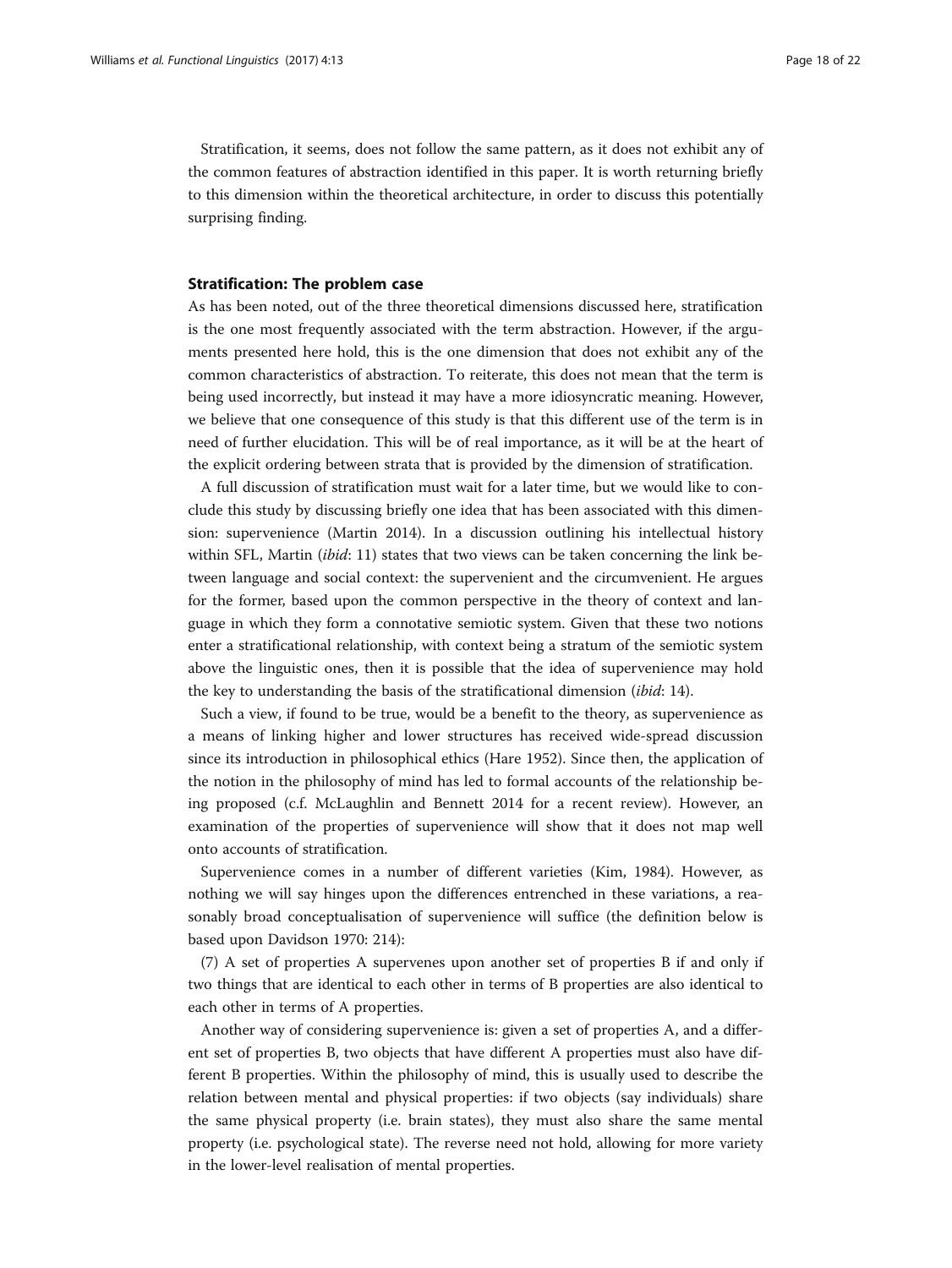Stratification, it seems, does not follow the same pattern, as it does not exhibit any of the common features of abstraction identified in this paper. It is worth returning briefly to this dimension within the theoretical architecture, in order to discuss this potentially surprising finding.

### Stratification: The problem case

As has been noted, out of the three theoretical dimensions discussed here, stratification is the one most frequently associated with the term abstraction. However, if the arguments presented here hold, this is the one dimension that does not exhibit any of the common characteristics of abstraction. To reiterate, this does not mean that the term is being used incorrectly, but instead it may have a more idiosyncratic meaning. However, we believe that one consequence of this study is that this different use of the term is in need of further elucidation. This will be of real importance, as it will be at the heart of the explicit ordering between strata that is provided by the dimension of stratification.

A full discussion of stratification must wait for a later time, but we would like to conclude this study by discussing briefly one idea that has been associated with this dimension: supervenience (Martin 2014). In a discussion outlining his intellectual history within SFL, Martin (*ibid*: 11) states that two views can be taken concerning the link between language and social context: the supervenient and the circumvenient. He argues for the former, based upon the common perspective in the theory of context and language in which they form a connotative semiotic system. Given that these two notions enter a stratificational relationship, with context being a stratum of the semiotic system above the linguistic ones, then it is possible that the idea of supervenience may hold the key to understanding the basis of the stratificational dimension (*ibid*: 14).

Such a view, if found to be true, would be a benefit to the theory, as supervenience as a means of linking higher and lower structures has received wide-spread discussion since its introduction in philosophical ethics (Hare 1952). Since then, the application of the notion in the philosophy of mind has led to formal accounts of the relationship being proposed (c.f. McLaughlin and Bennett 2014 for a recent review). However, an examination of the properties of supervenience will show that it does not map well onto accounts of stratification.

Supervenience comes in a number of different varieties (Kim, 1984). However, as nothing we will say hinges upon the differences entrenched in these variations, a reasonably broad conceptualisation of supervenience will suffice (the definition below is based upon Davidson 1970: 214):

(7) A set of properties A supervenes upon another set of properties B if and only if two things that are identical to each other in terms of B properties are also identical to each other in terms of A properties.

Another way of considering supervenience is: given a set of properties A, and a different set of properties B, two objects that have different A properties must also have different B properties. Within the philosophy of mind, this is usually used to describe the relation between mental and physical properties: if two objects (say individuals) share the same physical property (i.e. brain states), they must also share the same mental property (i.e. psychological state). The reverse need not hold, allowing for more variety in the lower-level realisation of mental properties.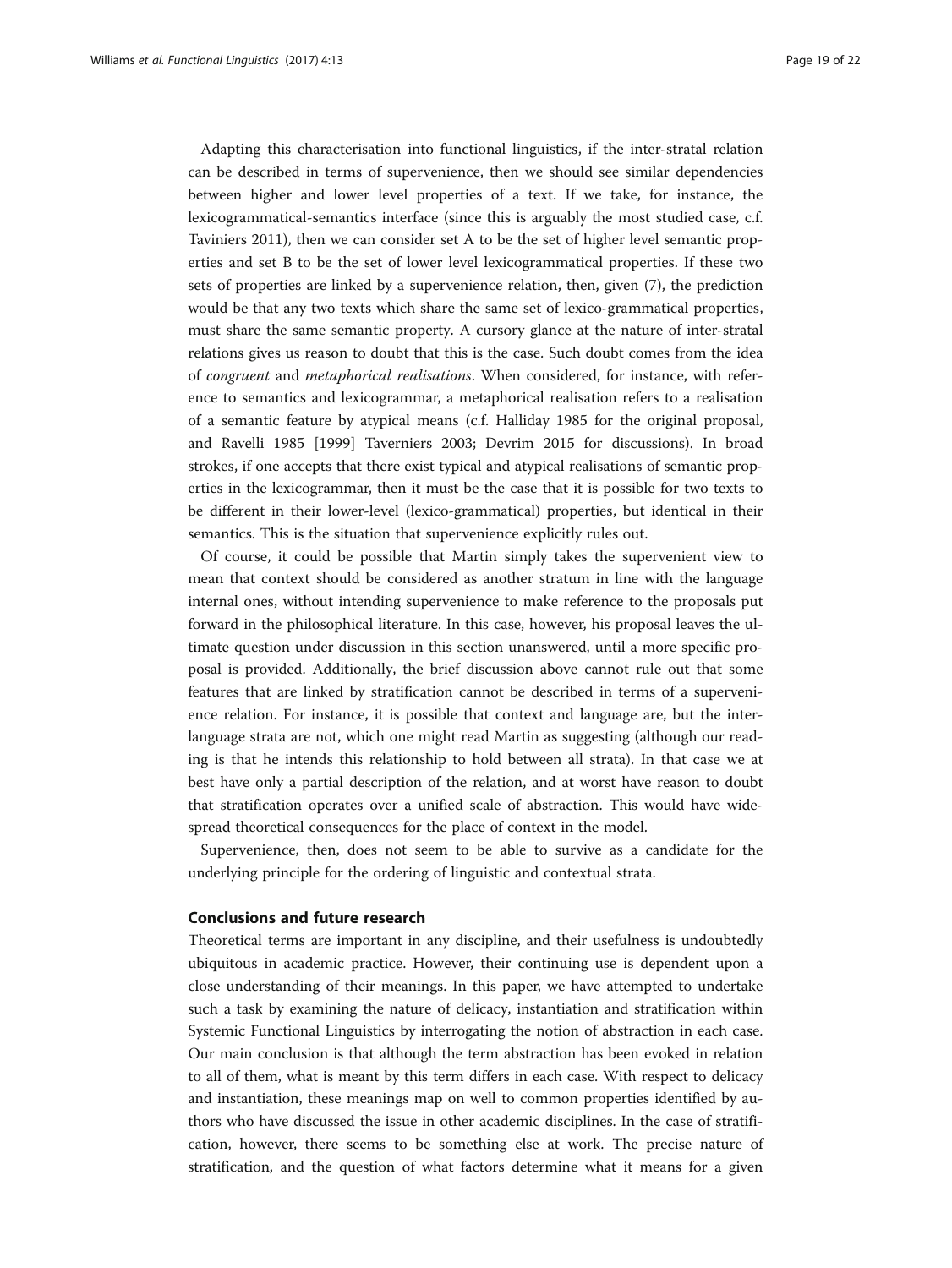Adapting this characterisation into functional linguistics, if the inter-stratal relation can be described in terms of supervenience, then we should see similar dependencies between higher and lower level properties of a text. If we take, for instance, the lexicogrammatical-semantics interface (since this is arguably the most studied case, c.f. Taviniers 2011), then we can consider set A to be the set of higher level semantic properties and set B to be the set of lower level lexicogrammatical properties. If these two sets of properties are linked by a supervenience relation, then, given (7), the prediction would be that any two texts which share the same set of lexico-grammatical properties, must share the same semantic property. A cursory glance at the nature of inter-stratal relations gives us reason to doubt that this is the case. Such doubt comes from the idea of *congruent* and *metaphorical realisations*. When considered, for instance, with reference to semantics and lexicogrammar, a metaphorical realisation refers to a realisation of a semantic feature by atypical means (c.f. Halliday 1985 for the original proposal, and Ravelli 1985 [1999] Taverniers 2003; Devrim 2015 for discussions). In broad strokes, if one accepts that there exist typical and atypical realisations of semantic properties in the lexicogrammar, then it must be the case that it is possible for two texts to be different in their lower-level (lexico-grammatical) properties, but identical in their semantics. This is the situation that supervenience explicitly rules out.

Of course, it could be possible that Martin simply takes the supervenient view to mean that context should be considered as another stratum in line with the language internal ones, without intending supervenience to make reference to the proposals put forward in the philosophical literature. In this case, however, his proposal leaves the ultimate question under discussion in this section unanswered, until a more specific proposal is provided. Additionally, the brief discussion above cannot rule out that some features that are linked by stratification cannot be described in terms of a supervenience relation. For instance, it is possible that context and language are, but the inter-language strata are not, which one might read Martin as suggesting (although our reading is that he intends this relationship to hold between all strata). In that case we at best have only a partial description of the relation, and at worst have reason to doubt that stratification operates over a unified scale of abstraction. This would have widespread theoretical consequences for the place of context in the model.

Supervenience, then, does not seem to be able to survive as a candidate for the underlying principle for the ordering of linguistic and contextual strata.

## Conclusions and future research

Theoretical terms are important in any discipline, and their usefulness is undoubtedly ubiquitous in academic practice. However, their continuing use is dependent upon a close understanding of their meanings. In this paper, we have attempted to undertake such a task by examining the nature of delicacy, instantiation and stratification within Systemic Functional Linguistics by interrogating the notion of abstraction in each case. Our main conclusion is that although the term abstraction has been evoked in relation to all of them, what is meant by this term differs in each case. With respect to delicacy and instantiation, these meanings map on well to common properties identified by authors who have discussed the issue in other academic disciplines. In the case of stratification, however, there seems to be something else at work. The precise nature of stratification, and the question of what factors determine what it means for a given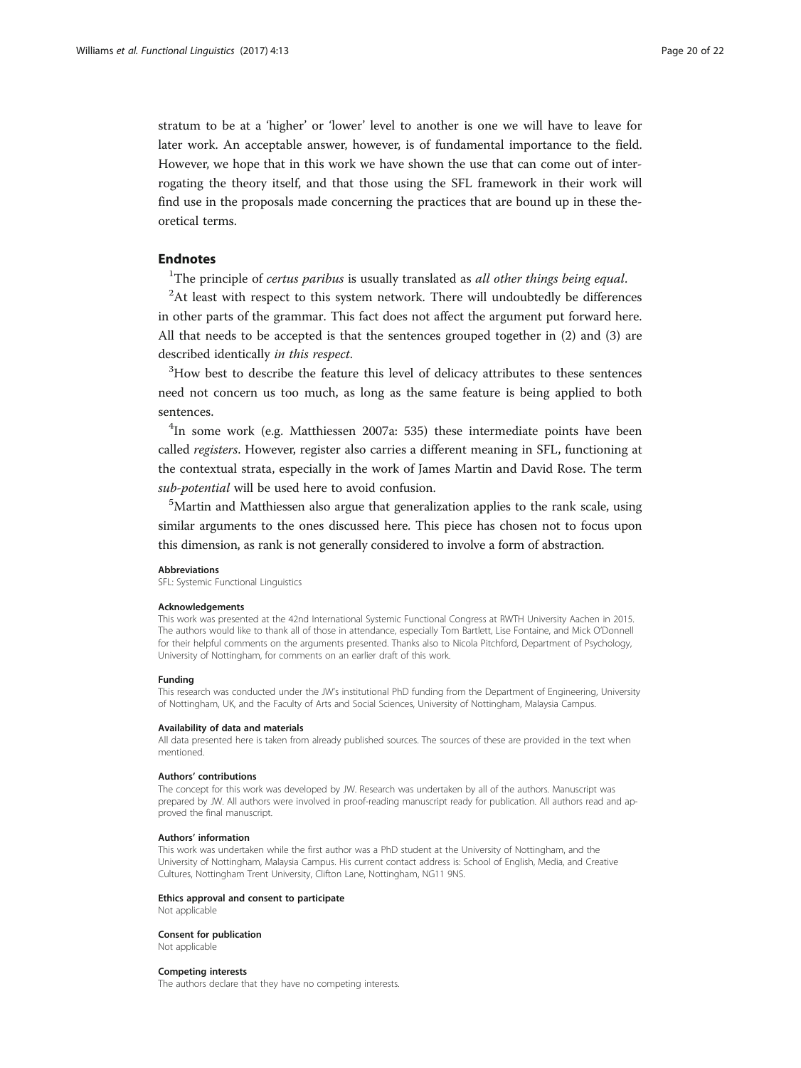stratum to be at a 'higher' or 'lower' level to another is one we will have to leave for later work. An acceptable answer, however, is of fundamental importance to the field. However, we hope that in this work we have shown the use that can come out of interrogating the theory itself, and that those using the SFL framework in their work will find use in the proposals made concerning the practices that are bound up in these theoretical terms.

## Endnotes

[1]The principle of *certus paribus* is usually translated as *all other things being equal*.

[2]At least with respect to this system network. There will undoubtedly be differences in other parts of the grammar. This fact does not affect the argument put forward here. All that needs to be accepted is that the sentences grouped together in (2) and (3) are described identically *in this respect*.

[3]How best to describe the feature this level of delicacy attributes to these sentences need not concern us too much, as long as the same feature is being applied to both sentences.

[4]In some work (e.g. Matthiessen 2007a: 535) these intermediate points have been called *registers*. However, register also carries a different meaning in SFL, functioning at the contextual strata, especially in the work of James Martin and David Rose. The term *sub-potential* will be used here to avoid confusion.

[5]Martin and Matthiessen also argue that generalization applies to the rank scale, using similar arguments to the ones discussed here. This piece has chosen not to focus upon this dimension, as rank is not generally considered to involve a form of abstraction.

#### Abbreviations

SFL: Systemic Functional Linguistics

#### Acknowledgements

This work was presented at the 42nd International Systemic Functional Congress at RWTH University Aachen in 2015. The authors would like to thank all of those in attendance, especially Tom Bartlett, Lise Fontaine, and Mick O'Donnell for their helpful comments on the arguments presented. Thanks also to Nicola Pitchford, Department of Psychology, University of Nottingham, for comments on an earlier draft of this work.

#### Funding

This research was conducted under the JW's institutional PhD funding from the Department of Engineering, University of Nottingham, UK, and the Faculty of Arts and Social Sciences, University of Nottingham, Malaysia Campus.

#### Availability of data and materials

All data presented here is taken from already published sources. The sources of these are provided in the text when mentioned.

#### Authors' contributions

The concept for this work was developed by JW. Research was undertaken by all of the authors. Manuscript was prepared by JW. All authors were involved in proof-reading manuscript ready for publication. All authors read and approved the final manuscript.

#### Authors' information

This work was undertaken while the first author was a PhD student at the University of Nottingham, and the University of Nottingham, Malaysia Campus. His current contact address is: School of English, Media, and Creative Cultures, Nottingham Trent University, Clifton Lane, Nottingham, NG11 9NS.

#### Ethics approval and consent to participate

Not applicable

#### Consent for publication

Not applicable

#### Competing interests

The authors declare that they have no competing interests.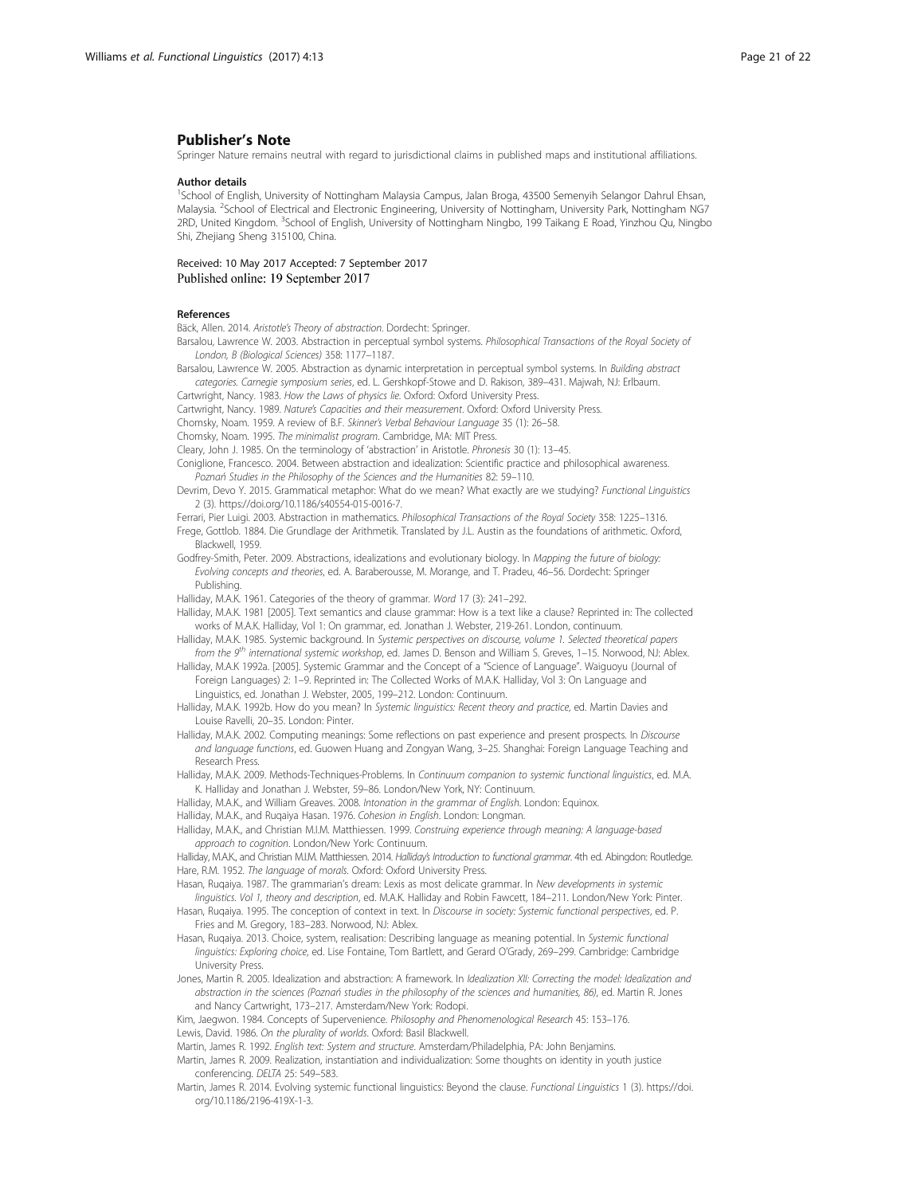## Publisher's Note

Springer Nature remains neutral with regard to jurisdictional claims in published maps and institutional affiliations.

### Author details

[1]School of English, University of Nottingham Malaysia Campus, Jalan Broga, 43500 Semenyih Selangor Dahrul Ehsan, Malaysia. [2]School of Electrical and Electronic Engineering, University of Nottingham, University Park, Nottingham NG7 2RD, United Kingdom. [3]School of English, University of Nottingham Ningbo, 199 Taikang E Road, Yinzhou Qu, Ningbo Shi, Zhejiang Sheng 315100, China.

Received: 10 May 2017 Accepted: 7 September 2017
Published online: 19 September 2017

### References

Bäck, Allen. 2014. *Aristotle's Theory of abstraction*. Dordecht: Springer.

Barsalou, Lawrence W. 2003. Abstraction in perceptual symbol systems. *Philosophical Transactions of the Royal Society of London, B (Biological Sciences)* 358: 1177–1187.

Barsalou, Lawrence W. 2005. Abstraction as dynamic interpretation in perceptual symbol systems. In *Building abstract categories. Carnegie symposium series*, ed. L. Gershkopf-Stowe and D. Rakison, 389–431. Majwah, NJ: Erlbaum.

Cartwright, Nancy. 1983. *How the Laws of physics lie*. Oxford: Oxford University Press.

Cartwright, Nancy. 1989. *Nature's Capacities and their measurement*. Oxford: Oxford University Press.

Chomsky, Noam. 1959. A review of B.F. *Skinner's Verbal Behaviour Language* 35 (1): 26–58.

Chomsky, Noam. 1995. *The minimalist program*. Cambridge, MA: MIT Press.

Cleary, John J. 1985. On the terminology of 'abstraction' in Aristotle. *Phronesis* 30 (1): 13–45.

Coniglione, Francesco. 2004. Between abstraction and idealization: Scientific practice and philosophical awareness. *Poznań Studies in the Philosophy of the Sciences and the Humanities* 82: 59–110.

Devrim, Devo Y. 2015. Grammatical metaphor: What do we mean? What exactly are we studying? *Functional Linguistics* 2 (3). https://doi.org/10.1186/s40554-015-0016-7.

Ferrari, Pier Luigi. 2003. Abstraction in mathematics. *Philosophical Transactions of the Royal Society* 358: 1225–1316.

Frege, Gottlob. 1884. Die Grundlage der Arithmetik. Translated by J.L. Austin as the foundations of arithmetic. Oxford, Blackwell, 1959.

Godfrey-Smith, Peter. 2009. Abstractions, idealizations and evolutionary biology. In *Mapping the future of biology: Evolving concepts and theories*, ed. A. Baraberousse, M. Morange, and T. Pradeu, 46–56. Dordecht: Springer Publishing.

Halliday, M.A.K. 1961. Categories of the theory of grammar. *Word* 17 (3): 241–292.

Halliday, M.A.K. 1981 [2005]. Text semantics and clause grammar: How is a text like a clause? Reprinted in: The collected works of M.A.K. Halliday, Vol 1: On grammar, ed. Jonathan J. Webster, 219-261. London, continuum.

Halliday, M.A.K. 1985. Systemic background. In *Systemic perspectives on discourse, volume 1. Selected theoretical papers from the 9th international systemic workshop*, ed. James D. Benson and William S. Greves, 1–15. Norwood, NJ: Ablex.

Halliday, M.A.K 1992a. [2005]. Systemic Grammar and the Concept of a "Science of Language". Waiguoyu (Journal of Foreign Languages) 2: 1–9. Reprinted in: The Collected Works of M.A.K. Halliday, Vol 3: On Language and Linguistics, ed. Jonathan J. Webster, 2005, 199–212. London: Continuum.

Halliday, M.A.K. 1992b. How do you mean? In *Systemic linguistics: Recent theory and practice*, ed. Martin Davies and Louise Ravelli, 20–35. London: Pinter.

Halliday, M.A.K. 2002. Computing meanings: Some reflections on past experience and present prospects. In *Discourse and language functions*, ed. Guowen Huang and Zongyan Wang, 3–25. Shanghai: Foreign Language Teaching and Research Press.

Halliday, M.A.K. 2009. Methods-Techniques-Problems. In *Continuum companion to systemic functional linguistics*, ed. M.A. K. Halliday and Jonathan J. Webster, 59–86. London/New York, NY: Continuum.

Halliday, M.A.K., and William Greaves. 2008. *Intonation in the grammar of English*. London: Equinox.

Halliday, M.A.K., and Ruqaiya Hasan. 1976. *Cohesion in English*. London: Longman.

Halliday, M.A.K., and Christian M.I.M. Matthiessen. 1999. *Construing experience through meaning: A language-based approach to cognition*. London/New York: Continuum.

Halliday, M.A.K., and Christian M.I.M. Matthiessen. 2014. *Halliday's Introduction to functional grammar*. 4th ed. Abingdon: Routledge.

Hare, R.M. 1952. *The language of morals*. Oxford: Oxford University Press.

Hasan, Ruqaiya. 1987. The grammarian's dream: Lexis as most delicate grammar. In *New developments in systemic linguistics. Vol 1, theory and description*, ed. M.A.K. Halliday and Robin Fawcett, 184–211. London/New York: Pinter.

Hasan, Ruqaiya. 1995. The conception of context in text. In *Discourse in society: Systemic functional perspectives*, ed. P. Fries and M. Gregory, 183–283. Norwood, NJ: Ablex.

Hasan, Ruqaiya. 2013. Choice, system, realisation: Describing language as meaning potential. In *Systemic functional linguistics: Exploring choice*, ed. Lise Fontaine, Tom Bartlett, and Gerard O'Grady, 269–299. Cambridge: Cambridge University Press.

Jones, Martin R. 2005. Idealization and abstraction: A framework. In *Idealization XII: Correcting the model: Idealization and abstraction in the sciences (Poznań studies in the philosophy of the sciences and humanities, 86)*, ed. Martin R. Jones and Nancy Cartwright, 173–217. Amsterdam/New York: Rodopi.

Kim, Jaegwon. 1984. Concepts of Supervenience. *Philosophy and Phenomenological Research* 45: 153–176.

Lewis, David. 1986. *On the plurality of worlds*. Oxford: Basil Blackwell.

Martin, James R. 1992. *English text: System and structure*. Amsterdam/Philadelphia, PA: John Benjamins.

Martin, James R. 2009. Realization, instantiation and individualization: Some thoughts on identity in youth justice conferencing. *DELTA* 25: 549–583.

Martin, James R. 2014. Evolving systemic functional linguistics: Beyond the clause. *Functional Linguistics* 1 (3). https://doi.org/10.1186/2196-419X-1-3.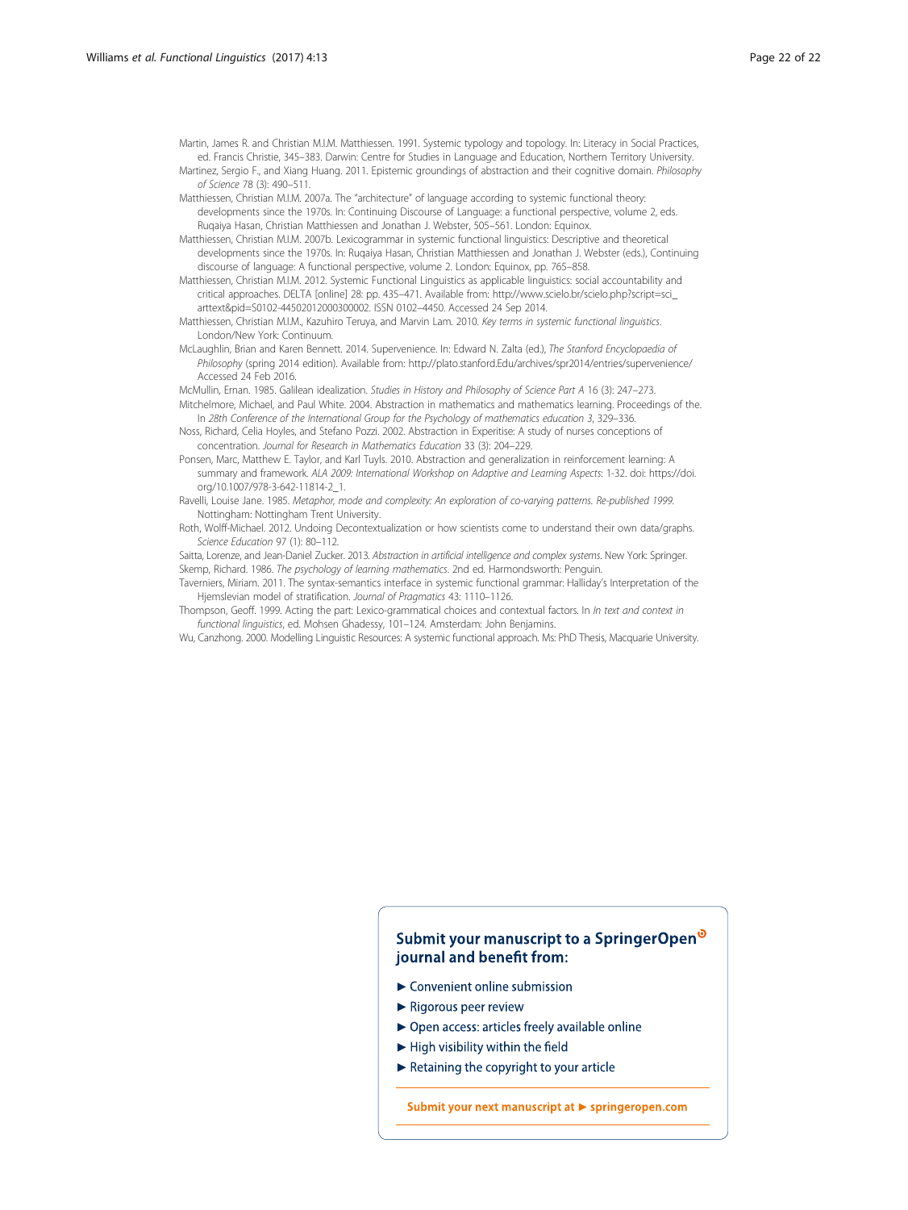Martin, James R. and Christian M.I.M. Matthiessen. 1991. Systemic typology and topology. In: Literacy in Social Practices, ed. Francis Christie, 345–383. Darwin: Centre for Studies in Language and Education, Northern Territory University.

Martinez, Sergio F., and Xiang Huang. 2011. Epistemic groundings of abstraction and their cognitive domain. *Philosophy of Science* 78 (3): 490–511.

Matthiessen, Christian M.I.M. 2007a. The "architecture" of language according to systemic functional theory: developments since the 1970s. In: Continuing Discourse of Language: a functional perspective, volume 2, eds. Ruqaiya Hasan, Christian Matthiessen and Jonathan J. Webster, 505–561. London: Equinox.

Matthiessen, Christian M.I.M. 2007b. Lexicogrammar in systemic functional linguistics: Descriptive and theoretical developments since the 1970s. In: Ruqaiya Hasan, Christian Matthiessen and Jonathan J. Webster (eds.), Continuing discourse of language: A functional perspective, volume 2. London: Equinox, pp. 765–858.

Matthiessen, Christian M.I.M. 2012. Systemic Functional Linguistics as applicable linguistics: social accountability and critical approaches. DELTA [online] 28: pp. 435–471. Available from: http://www.scielo.br/scielo.php?script=sci_arttext&pid=S0102-44502012000300002. ISSN 0102–4450. Accessed 24 Sep 2014.

Matthiessen, Christian M.I.M., Kazuhiro Teruya, and Marvin Lam. 2010. *Key terms in systemic functional linguistics*. London/New York: Continuum.

McLaughlin, Brian and Karen Bennett. 2014. Supervenience. In: Edward N. Zalta (ed.), *The Stanford Encyclopaedia of Philosophy* (spring 2014 edition). Available from: http://plato.stanford.Edu/archives/spr2014/entries/supervenience/ Accessed 24 Feb 2016.

McMullin, Ernan. 1985. Galilean idealization. *Studies in History and Philosophy of Science Part A* 16 (3): 247–273.

Mitchelmore, Michael, and Paul White. 2004. Abstraction in mathematics and mathematics learning. Proceedings of the. In *28th Conference of the International Group for the Psychology of mathematics education 3*, 329–336.

Noss, Richard, Celia Hoyles, and Stefano Pozzi. 2002. Abstraction in Expertise: A study of nurses conceptions of concentration. *Journal for Research in Mathematics Education* 33 (3): 204–229.

Ponsen, Marc, Matthew E. Taylor, and Karl Tuyls. 2010. Abstraction and generalization in reinforcement learning: A summary and framework. *ALA 2009: International Workshop on Adaptive and Learning Aspects*: 1-32. doi: https://doi.org/10.1007/978-3-642-11814-2_1.

Ravelli, Louise Jane. 1985. *Metaphor, mode and complexity: An exploration of co-varying patterns. Re-published 1999.* Nottingham: Nottingham Trent University.

Roth, Wolff-Michael. 2012. Undoing Decontextualization or how scientists come to understand their own data/graphs. *Science Education* 97 (1): 80–112.

Saitta, Lorenze, and Jean-Daniel Zucker. 2013. *Abstraction in artificial intelligence and complex systems*. New York: Springer.

Skemp, Richard. 1986. *The psychology of learning mathematics*. 2nd ed. Harmondsworth: Penguin.

Taverniers, Miriam. 2011. The syntax-semantics interface in systemic functional grammar: Halliday's Interpretation of the Hjemslevian model of stratification. *Journal of Pragmatics* 43: 1110–1126.

Thompson, Geoff. 1999. Acting the part: Lexico-grammatical choices and contextual factors. In *In text and context in functional linguistics*, ed. Mohsen Ghadessy, 101–124. Amsterdam: John Benjamins.

Wu, Canzhong. 2000. Modelling Linguistic Resources: A systemic functional approach. Ms: PhD Thesis, Macquarie University.

**Submit your manuscript to a SpringerOpen journal and benefit from:**

- ► Convenient online submission
- ► Rigorous peer review
- ► Open access: articles freely available online
- ► High visibility within the field
- ► Retaining the copyright to your article

**Submit your next manuscript at ► springeropen.com**